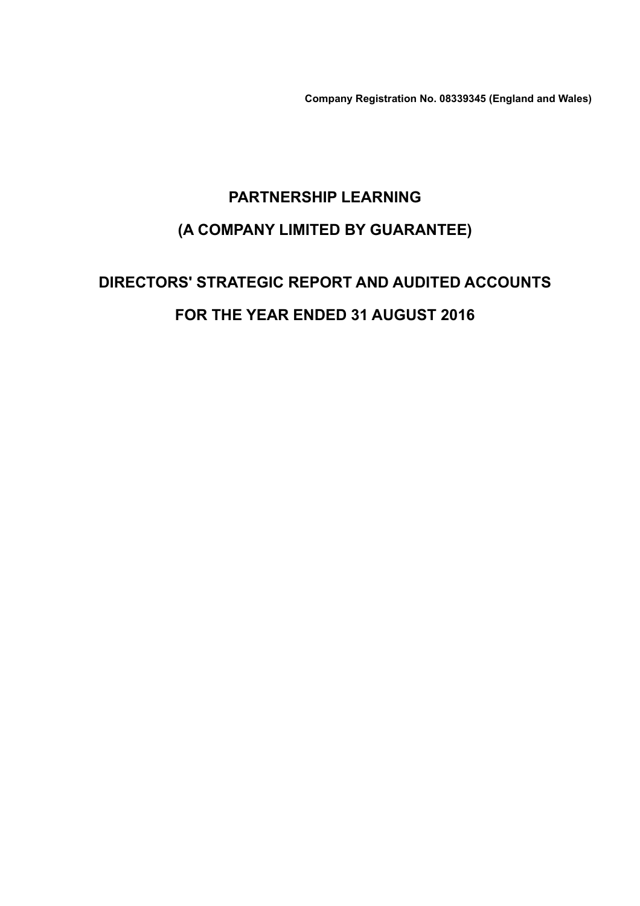**Company Registration No. 08339345 (England and Wales)**

# PARTNERSHIP LEARNING

# (A COMPANY LIMITED BY GUARANTEE)

# DIRECTORS' STRATEGIC REPORT AND AUDITED ACCOUNTS

# FOR THE YEAR ENDED 31 AUGUST 2016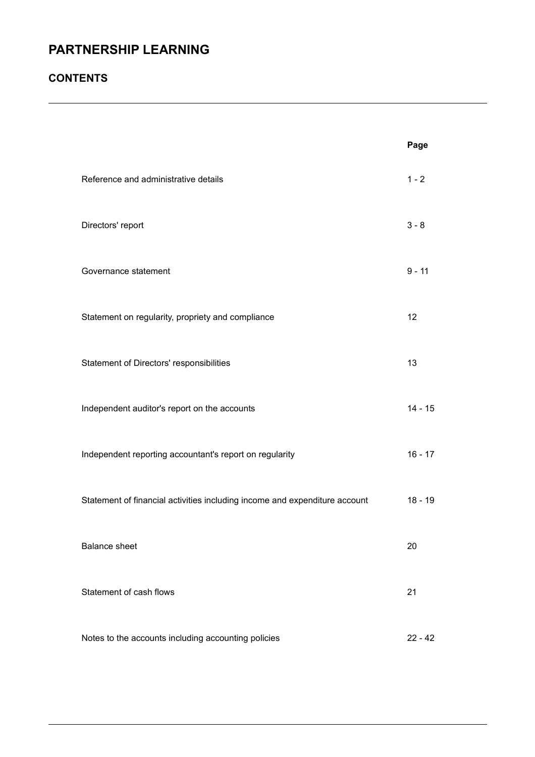# PARTNERSHIP LEARNING

## CONTENTS

| | Page |
|---|---|
| Reference and administrative details | 1 - 2 |
| Directors' report | 3 - 8 |
| Governance statement | 9 - 11 |
| Statement on regularity, propriety and compliance | 12 |
| Statement of Directors' responsibilities | 13 |
| Independent auditor's report on the accounts | 14 - 15 |
| Independent reporting accountant's report on regularity | 16 - 17 |
| Statement of financial activities including income and expenditure account | 18 - 19 |
| Balance sheet | 20 |
| Statement of cash flows | 21 |
| Notes to the accounts including accounting policies | 22 - 42 |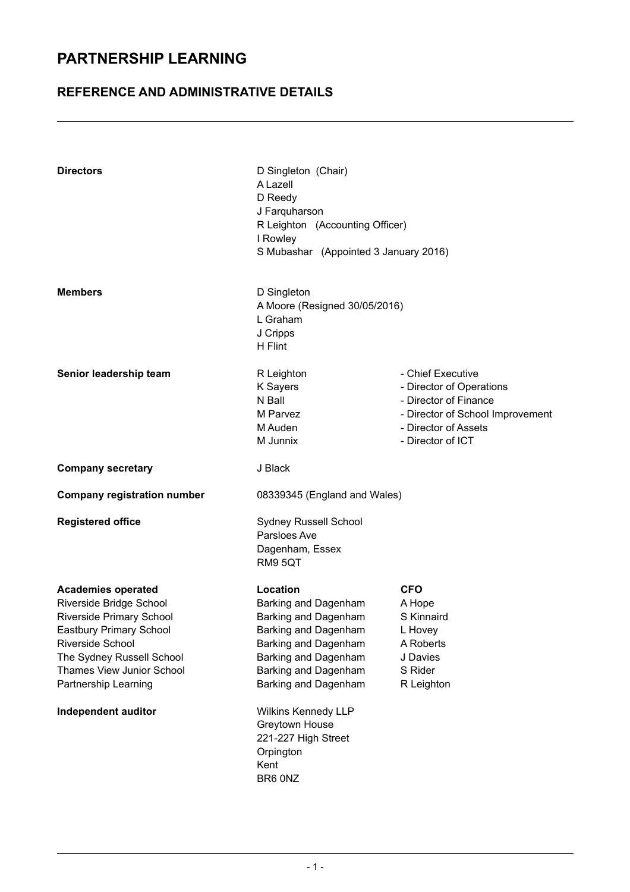# PARTNERSHIP LEARNING

## REFERENCE AND ADMINISTRATIVE DETAILS

**Directors**

D Singleton (Chair)
A Lazell
D Reedy
J Farquharson
R Leighton (Accounting Officer)
I Rowley
S Mubashar (Appointed 3 January 2016)

**Members**

D Singleton
A Moore (Resigned 30/05/2016)
L Graham
J Cripps
H Flint

**Senior leadership team**

| | |
|---|---|
| R Leighton | - Chief Executive |
| K Sayers | - Director of Operations |
| N Ball | - Director of Finance |
| M Parvez | - Director of School Improvement |
| M Auden | - Director of Assets |
| M Junnix | - Director of ICT |

**Company secretary** J Black

**Company registration number** 08339345 (England and Wales)

**Registered office**

Sydney Russell School
Parsloes Ave
Dagenham, Essex
RM9 5QT

| **Academies operated** | **Location** | **CFO** |
|---|---|---|
| Riverside Bridge School | Barking and Dagenham | A Hope |
| Riverside Primary School | Barking and Dagenham | S Kinnaird |
| Eastbury Primary School | Barking and Dagenham | L Hovey |
| Riverside School | Barking and Dagenham | A Roberts |
| The Sydney Russell School | Barking and Dagenham | J Davies |
| Thames View Junior School | Barking and Dagenham | S Rider |
| Partnership Learning | Barking and Dagenham | R Leighton |

**Independent auditor**

Wilkins Kennedy LLP
Greytown House
221-227 High Street
Orpington
Kent
BR6 0NZ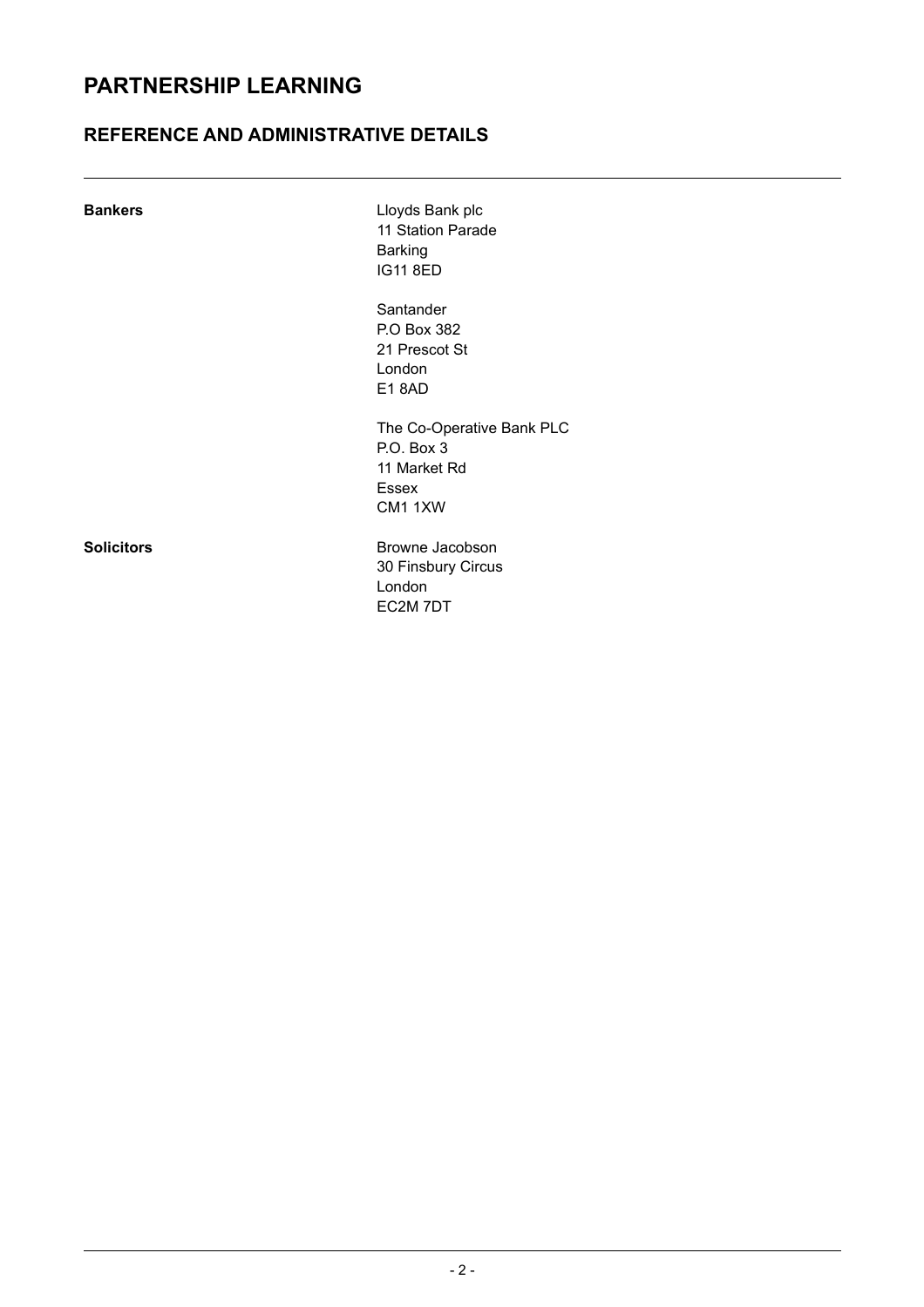# PARTNERSHIP LEARNING

## REFERENCE AND ADMINISTRATIVE DETAILS

---

| | |
|---|---|
| **Bankers** | Lloyds Bank plc<br>11 Station Parade<br>Barking<br>IG11 8ED |
| | Santander<br>P.O Box 382<br>21 Prescot St<br>London<br>E1 8AD |
| | The Co-Operative Bank PLC<br>P.O. Box 3<br>11 Market Rd<br>Essex<br>CM1 1XW |
| **Solicitors** | Browne Jacobson<br>30 Finsbury Circus<br>London<br>EC2M 7DT |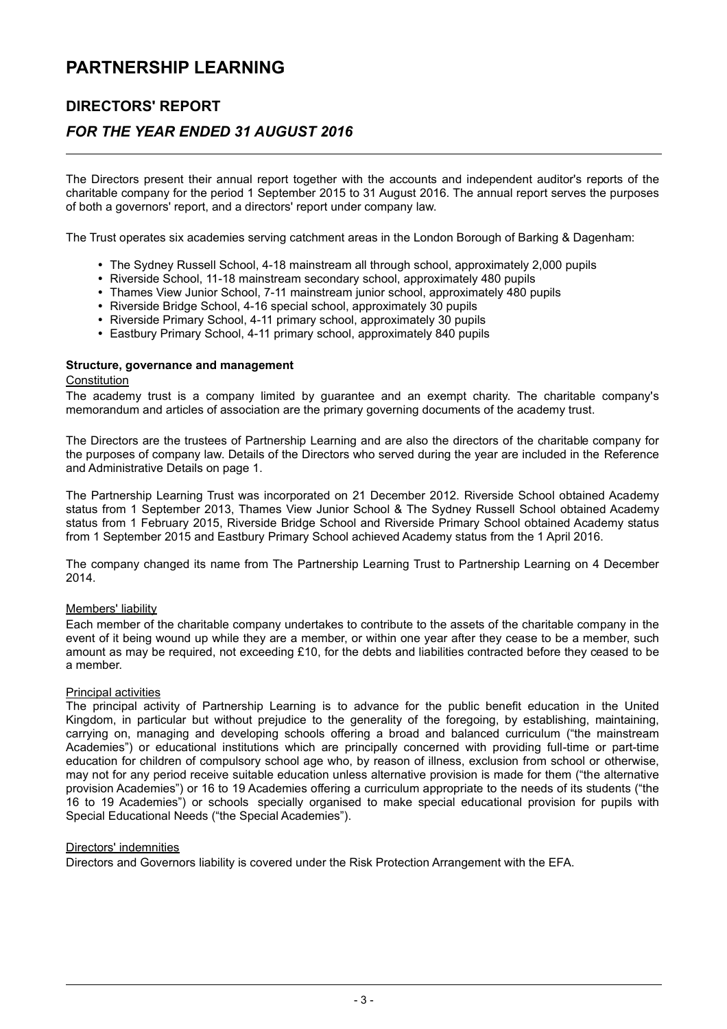# PARTNERSHIP LEARNING

## DIRECTORS' REPORT

### *FOR THE YEAR ENDED 31 AUGUST 2016*

The Directors present their annual report together with the accounts and independent auditor's reports of the charitable company for the period 1 September 2015 to 31 August 2016. The annual report serves the purposes of both a governors' report, and a directors' report under company law.

The Trust operates six academies serving catchment areas in the London Borough of Barking & Dagenham:

- The Sydney Russell School, 4-18 mainstream all through school, approximately 2,000 pupils
- Riverside School, 11-18 mainstream secondary school, approximately 480 pupils
- Thames View Junior School, 7-11 mainstream junior school, approximately 480 pupils
- Riverside Bridge School, 4-16 special school, approximately 30 pupils
- Riverside Primary School, 4-11 primary school, approximately 30 pupils
- Eastbury Primary School, 4-11 primary school, approximately 840 pupils

**Structure, governance and management**

Constitution

The academy trust is a company limited by guarantee and an exempt charity. The charitable company's memorandum and articles of association are the primary governing documents of the academy trust.

The Directors are the trustees of Partnership Learning and are also the directors of the charitable company for the purposes of company law. Details of the Directors who served during the year are included in the Reference and Administrative Details on page 1.

The Partnership Learning Trust was incorporated on 21 December 2012. Riverside School obtained Academy status from 1 September 2013, Thames View Junior School & The Sydney Russell School obtained Academy status from 1 February 2015, Riverside Bridge School and Riverside Primary School obtained Academy status from 1 September 2015 and Eastbury Primary School achieved Academy status from the 1 April 2016.

The company changed its name from The Partnership Learning Trust to Partnership Learning on 4 December 2014.

Members' liability

Each member of the charitable company undertakes to contribute to the assets of the charitable company in the event of it being wound up while they are a member, or within one year after they cease to be a member, such amount as may be required, not exceeding £10, for the debts and liabilities contracted before they ceased to be a member.

Principal activities

The principal activity of Partnership Learning is to advance for the public benefit education in the United Kingdom, in particular but without prejudice to the generality of the foregoing, by establishing, maintaining, carrying on, managing and developing schools offering a broad and balanced curriculum ("the mainstream Academies") or educational institutions which are principally concerned with providing full-time or part-time education for children of compulsory school age who, by reason of illness, exclusion from school or otherwise, may not for any period receive suitable education unless alternative provision is made for them ("the alternative provision Academies") or 16 to 19 Academies offering a curriculum appropriate to the needs of its students ("the 16 to 19 Academies") or schools specially organised to make special educational provision for pupils with Special Educational Needs ("the Special Academies").

Directors' indemnities

Directors and Governors liability is covered under the Risk Protection Arrangement with the EFA.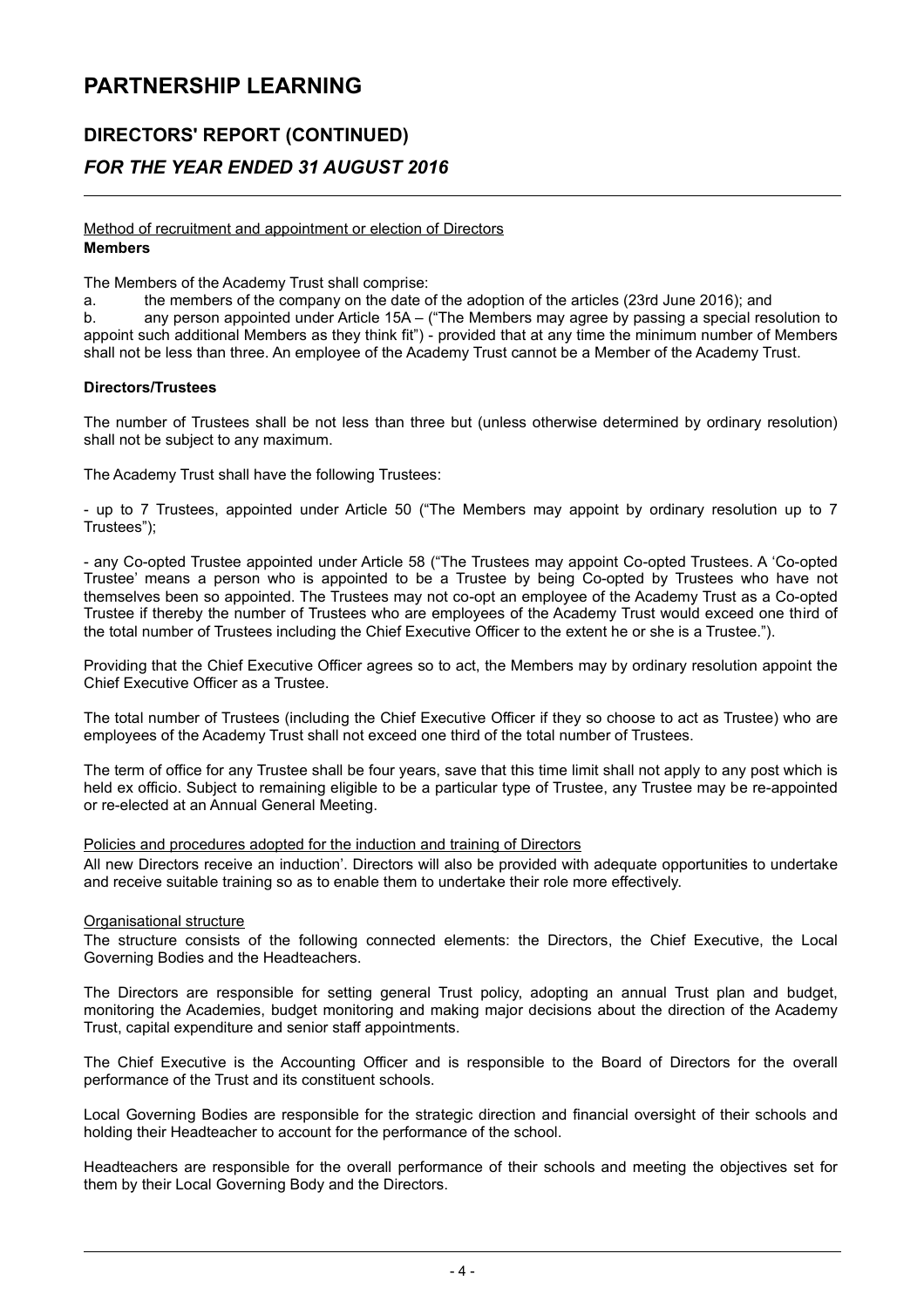# PARTNERSHIP LEARNING

## DIRECTORS' REPORT (CONTINUED)

### *FOR THE YEAR ENDED 31 AUGUST 2016*

Method of recruitment and appointment or election of Directors

**Members**

The Members of the Academy Trust shall comprise:

a. the members of the company on the date of the adoption of the articles (23rd June 2016); and

b. any person appointed under Article 15A – ("The Members may agree by passing a special resolution to appoint such additional Members as they think fit") - provided that at any time the minimum number of Members shall not be less than three. An employee of the Academy Trust cannot be a Member of the Academy Trust.

**Directors/Trustees**

The number of Trustees shall be not less than three but (unless otherwise determined by ordinary resolution) shall not be subject to any maximum.

The Academy Trust shall have the following Trustees:

- up to 7 Trustees, appointed under Article 50 ("The Members may appoint by ordinary resolution up to 7 Trustees");

- any Co-opted Trustee appointed under Article 58 ("The Trustees may appoint Co-opted Trustees. A 'Co-opted Trustee' means a person who is appointed to be a Trustee by being Co-opted by Trustees who have not themselves been so appointed. The Trustees may not co-opt an employee of the Academy Trust as a Co-opted Trustee if thereby the number of Trustees who are employees of the Academy Trust would exceed one third of the total number of Trustees including the Chief Executive Officer to the extent he or she is a Trustee.").

Providing that the Chief Executive Officer agrees so to act, the Members may by ordinary resolution appoint the Chief Executive Officer as a Trustee.

The total number of Trustees (including the Chief Executive Officer if they so choose to act as Trustee) who are employees of the Academy Trust shall not exceed one third of the total number of Trustees.

The term of office for any Trustee shall be four years, save that this time limit shall not apply to any post which is held ex officio. Subject to remaining eligible to be a particular type of Trustee, any Trustee may be re-appointed or re-elected at an Annual General Meeting.

Policies and procedures adopted for the induction and training of Directors

All new Directors receive an induction'. Directors will also be provided with adequate opportunities to undertake and receive suitable training so as to enable them to undertake their role more effectively.

Organisational structure

The structure consists of the following connected elements: the Directors, the Chief Executive, the Local Governing Bodies and the Headteachers.

The Directors are responsible for setting general Trust policy, adopting an annual Trust plan and budget, monitoring the Academies, budget monitoring and making major decisions about the direction of the Academy Trust, capital expenditure and senior staff appointments.

The Chief Executive is the Accounting Officer and is responsible to the Board of Directors for the overall performance of the Trust and its constituent schools.

Local Governing Bodies are responsible for the strategic direction and financial oversight of their schools and holding their Headteacher to account for the performance of the school.

Headteachers are responsible for the overall performance of their schools and meeting the objectives set for them by their Local Governing Body and the Directors.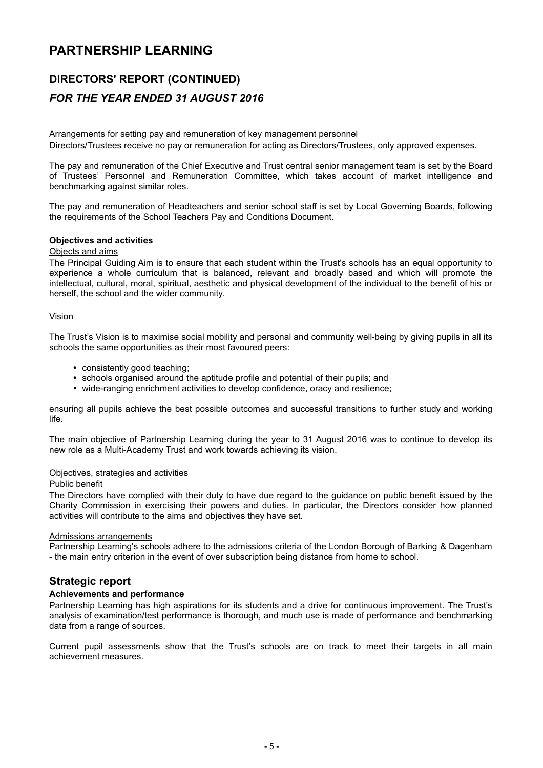Arrangements for setting pay and remuneration of key management personnel

Directors/Trustees receive no pay or remuneration for acting as Directors/Trustees, only approved expenses.

The pay and remuneration of the Chief Executive and Trust central senior management team is set by the Board of Trustees' Personnel and Remuneration Committee, which takes account of market intelligence and benchmarking against similar roles.

The pay and remuneration of Headteachers and senior school staff is set by Local Governing Boards, following the requirements of the School Teachers Pay and Conditions Document.

**Objectives and activities**

Objects and aims

The Principal Guiding Aim is to ensure that each student within the Trust's schools has an equal opportunity to experience a whole curriculum that is balanced, relevant and broadly based and which will promote the intellectual, cultural, moral, spiritual, aesthetic and physical development of the individual to the benefit of his or herself, the school and the wider community.

Vision

The Trust's Vision is to maximise social mobility and personal and community well-being by giving pupils in all its schools the same opportunities as their most favoured peers:

- consistently good teaching;
- schools organised around the aptitude profile and potential of their pupils; and
- wide-ranging enrichment activities to develop confidence, oracy and resilience;

ensuring all pupils achieve the best possible outcomes and successful transitions to further study and working life.

The main objective of Partnership Learning during the year to 31 August 2016 was to continue to develop its new role as a Multi-Academy Trust and work towards achieving its vision.

Objectives, strategies and activities

Public benefit

The Directors have complied with their duty to have due regard to the guidance on public benefit issued by the Charity Commission in exercising their powers and duties. In particular, the Directors consider how planned activities will contribute to the aims and objectives they have set.

Admissions arrangements

Partnership Learning's schools adhere to the admissions criteria of the London Borough of Barking & Dagenham - the main entry criterion in the event of over subscription being distance from home to school.

## Strategic report

**Achievements and performance**

Partnership Learning has high aspirations for its students and a drive for continuous improvement. The Trust's analysis of examination/test performance is thorough, and much use is made of performance and benchmarking data from a range of sources.

Current pupil assessments show that the Trust's schools are on track to meet their targets in all main achievement measures.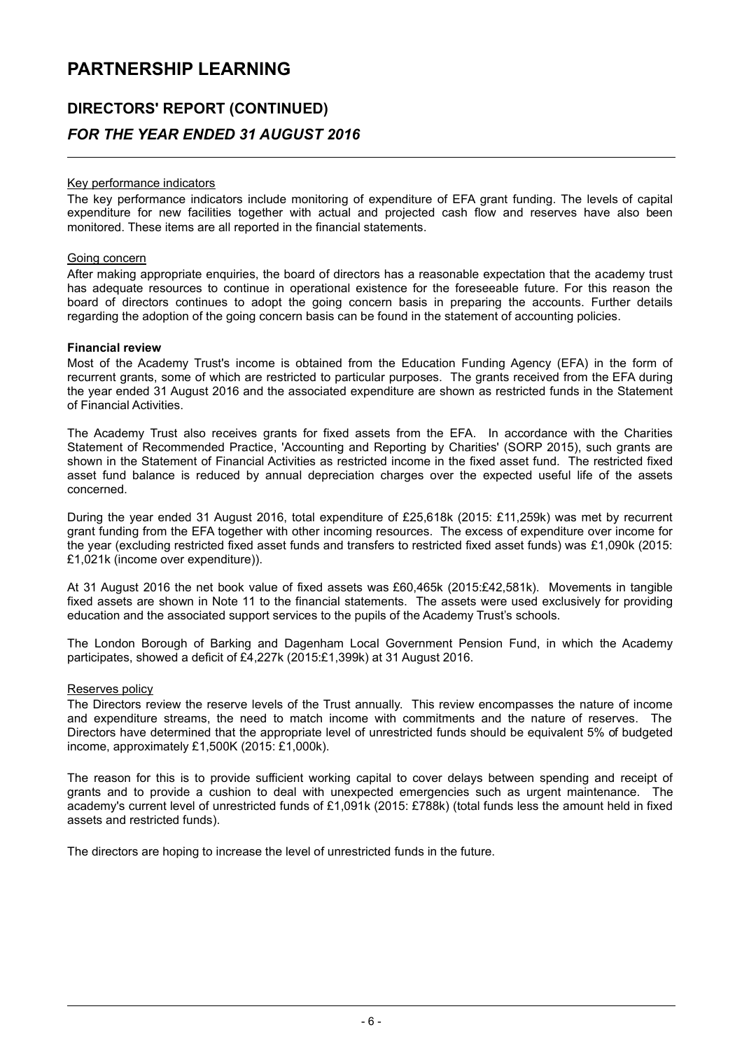# PARTNERSHIP LEARNING

## DIRECTORS' REPORT (CONTINUED)

### *FOR THE YEAR ENDED 31 AUGUST 2016*

Key performance indicators

The key performance indicators include monitoring of expenditure of EFA grant funding. The levels of capital expenditure for new facilities together with actual and projected cash flow and reserves have also been monitored. These items are all reported in the financial statements.

Going concern

After making appropriate enquiries, the board of directors has a reasonable expectation that the academy trust has adequate resources to continue in operational existence for the foreseeable future. For this reason the board of directors continues to adopt the going concern basis in preparing the accounts. Further details regarding the adoption of the going concern basis can be found in the statement of accounting policies.

**Financial review**

Most of the Academy Trust's income is obtained from the Education Funding Agency (EFA) in the form of recurrent grants, some of which are restricted to particular purposes. The grants received from the EFA during the year ended 31 August 2016 and the associated expenditure are shown as restricted funds in the Statement of Financial Activities.

The Academy Trust also receives grants for fixed assets from the EFA. In accordance with the Charities Statement of Recommended Practice, 'Accounting and Reporting by Charities' (SORP 2015), such grants are shown in the Statement of Financial Activities as restricted income in the fixed asset fund. The restricted fixed asset fund balance is reduced by annual depreciation charges over the expected useful life of the assets concerned.

During the year ended 31 August 2016, total expenditure of £25,618k (2015: £11,259k) was met by recurrent grant funding from the EFA together with other incoming resources. The excess of expenditure over income for the year (excluding restricted fixed asset funds and transfers to restricted fixed asset funds) was £1,090k (2015: £1,021k (income over expenditure)).

At 31 August 2016 the net book value of fixed assets was £60,465k (2015:£42,581k). Movements in tangible fixed assets are shown in Note 11 to the financial statements. The assets were used exclusively for providing education and the associated support services to the pupils of the Academy Trust's schools.

The London Borough of Barking and Dagenham Local Government Pension Fund, in which the Academy participates, showed a deficit of £4,227k (2015:£1,399k) at 31 August 2016.

Reserves policy

The Directors review the reserve levels of the Trust annually. This review encompasses the nature of income and expenditure streams, the need to match income with commitments and the nature of reserves. The Directors have determined that the appropriate level of unrestricted funds should be equivalent 5% of budgeted income, approximately £1,500K (2015: £1,000k).

The reason for this is to provide sufficient working capital to cover delays between spending and receipt of grants and to provide a cushion to deal with unexpected emergencies such as urgent maintenance. The academy's current level of unrestricted funds of £1,091k (2015: £788k) (total funds less the amount held in fixed assets and restricted funds).

The directors are hoping to increase the level of unrestricted funds in the future.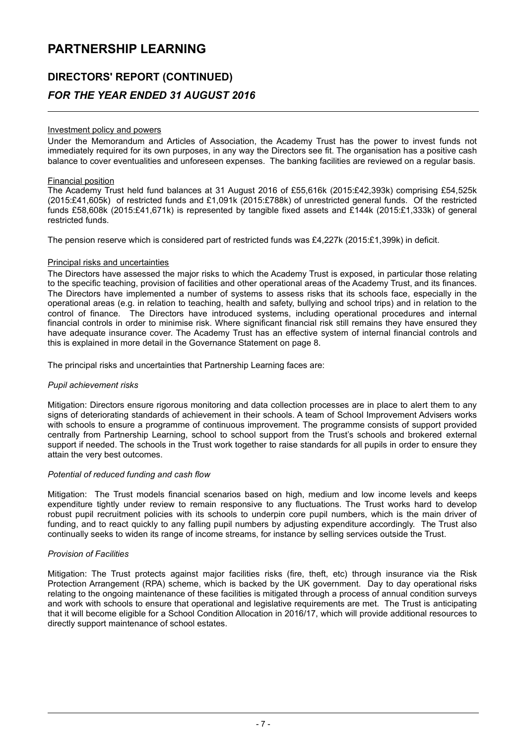# PARTNERSHIP LEARNING

## DIRECTORS' REPORT (CONTINUED)

### *FOR THE YEAR ENDED 31 AUGUST 2016*

Investment policy and powers

Under the Memorandum and Articles of Association, the Academy Trust has the power to invest funds not immediately required for its own purposes, in any way the Directors see fit. The organisation has a positive cash balance to cover eventualities and unforeseen expenses. The banking facilities are reviewed on a regular basis.

Financial position

The Academy Trust held fund balances at 31 August 2016 of £55,616k (2015:£42,393k) comprising £54,525k (2015:£41,605k) of restricted funds and £1,091k (2015:£788k) of unrestricted general funds. Of the restricted funds £58,608k (2015:£41,671k) is represented by tangible fixed assets and £144k (2015:£1,333k) of general restricted funds.

The pension reserve which is considered part of restricted funds was £4,227k (2015:£1,399k) in deficit.

Principal risks and uncertainties

The Directors have assessed the major risks to which the Academy Trust is exposed, in particular those relating to the specific teaching, provision of facilities and other operational areas of the Academy Trust, and its finances. The Directors have implemented a number of systems to assess risks that its schools face, especially in the operational areas (e.g. in relation to teaching, health and safety, bullying and school trips) and in relation to the control of finance. The Directors have introduced systems, including operational procedures and internal financial controls in order to minimise risk. Where significant financial risk still remains they have ensured they have adequate insurance cover. The Academy Trust has an effective system of internal financial controls and this is explained in more detail in the Governance Statement on page 8.

The principal risks and uncertainties that Partnership Learning faces are:

*Pupil achievement risks*

Mitigation: Directors ensure rigorous monitoring and data collection processes are in place to alert them to any signs of deteriorating standards of achievement in their schools. A team of School Improvement Advisers works with schools to ensure a programme of continuous improvement. The programme consists of support provided centrally from Partnership Learning, school to school support from the Trust's schools and brokered external support if needed. The schools in the Trust work together to raise standards for all pupils in order to ensure they attain the very best outcomes.

*Potential of reduced funding and cash flow*

Mitigation: The Trust models financial scenarios based on high, medium and low income levels and keeps expenditure tightly under review to remain responsive to any fluctuations. The Trust works hard to develop robust pupil recruitment policies with its schools to underpin core pupil numbers, which is the main driver of funding, and to react quickly to any falling pupil numbers by adjusting expenditure accordingly. The Trust also continually seeks to widen its range of income streams, for instance by selling services outside the Trust.

*Provision of Facilities*

Mitigation: The Trust protects against major facilities risks (fire, theft, etc) through insurance via the Risk Protection Arrangement (RPA) scheme, which is backed by the UK government. Day to day operational risks relating to the ongoing maintenance of these facilities is mitigated through a process of annual condition surveys and work with schools to ensure that operational and legislative requirements are met. The Trust is anticipating that it will become eligible for a School Condition Allocation in 2016/17, which will provide additional resources to directly support maintenance of school estates.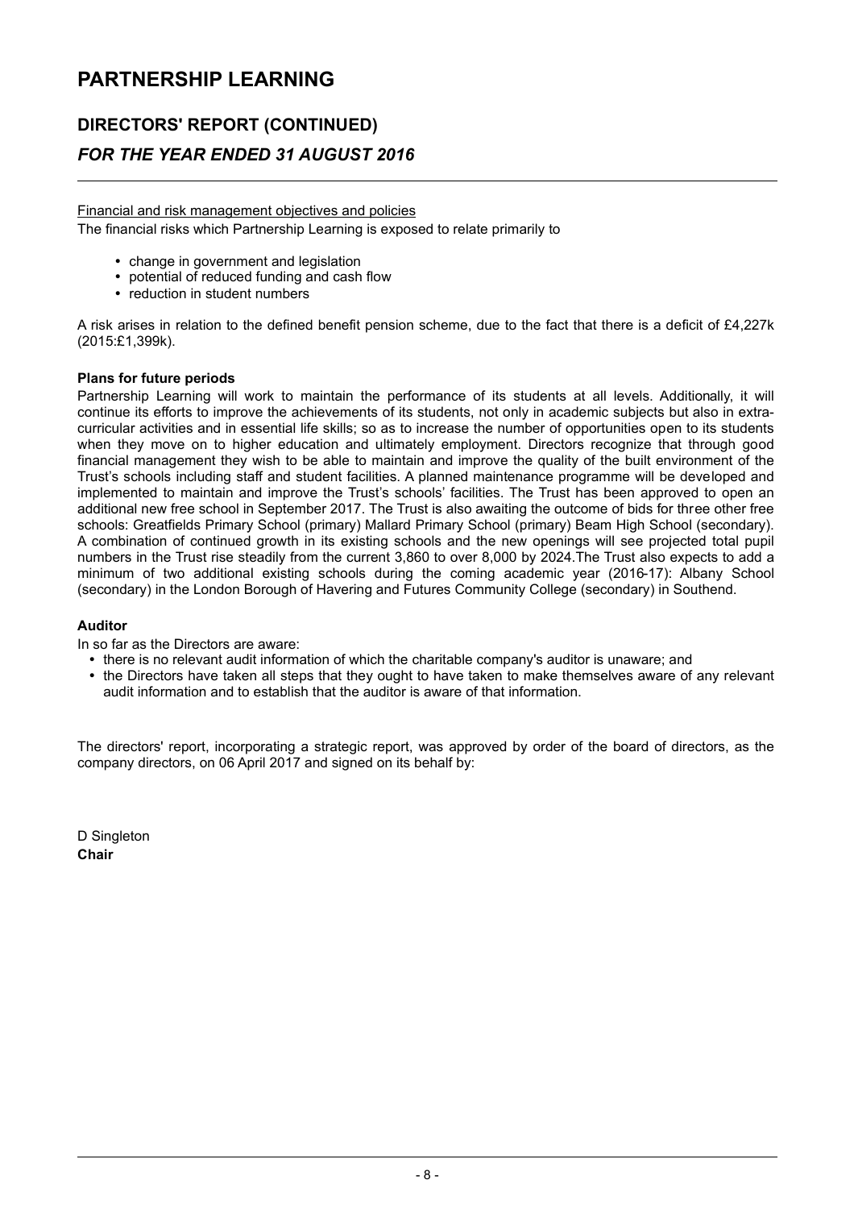# PARTNERSHIP LEARNING

## DIRECTORS' REPORT (CONTINUED)

### *FOR THE YEAR ENDED 31 AUGUST 2016*

Financial and risk management objectives and policies

The financial risks which Partnership Learning is exposed to relate primarily to

- change in government and legislation
- potential of reduced funding and cash flow
- reduction in student numbers

A risk arises in relation to the defined benefit pension scheme, due to the fact that there is a deficit of £4,227k (2015:£1,399k).

**Plans for future periods**

Partnership Learning will work to maintain the performance of its students at all levels. Additionally, it will continue its efforts to improve the achievements of its students, not only in academic subjects but also in extra-curricular activities and in essential life skills; so as to increase the number of opportunities open to its students when they move on to higher education and ultimately employment. Directors recognize that through good financial management they wish to be able to maintain and improve the quality of the built environment of the Trust's schools including staff and student facilities. A planned maintenance programme will be developed and implemented to maintain and improve the Trust's schools' facilities. The Trust has been approved to open an additional new free school in September 2017. The Trust is also awaiting the outcome of bids for three other free schools: Greatfields Primary School (primary) Mallard Primary School (primary) Beam High School (secondary). A combination of continued growth in its existing schools and the new openings will see projected total pupil numbers in the Trust rise steadily from the current 3,860 to over 8,000 by 2024.The Trust also expects to add a minimum of two additional existing schools during the coming academic year (2016-17): Albany School (secondary) in the London Borough of Havering and Futures Community College (secondary) in Southend.

**Auditor**

In so far as the Directors are aware:

- there is no relevant audit information of which the charitable company's auditor is unaware; and
- the Directors have taken all steps that they ought to have taken to make themselves aware of any relevant audit information and to establish that the auditor is aware of that information.

The directors' report, incorporating a strategic report, was approved by order of the board of directors, as the company directors, on 06 April 2017 and signed on its behalf by:

D Singleton
**Chair**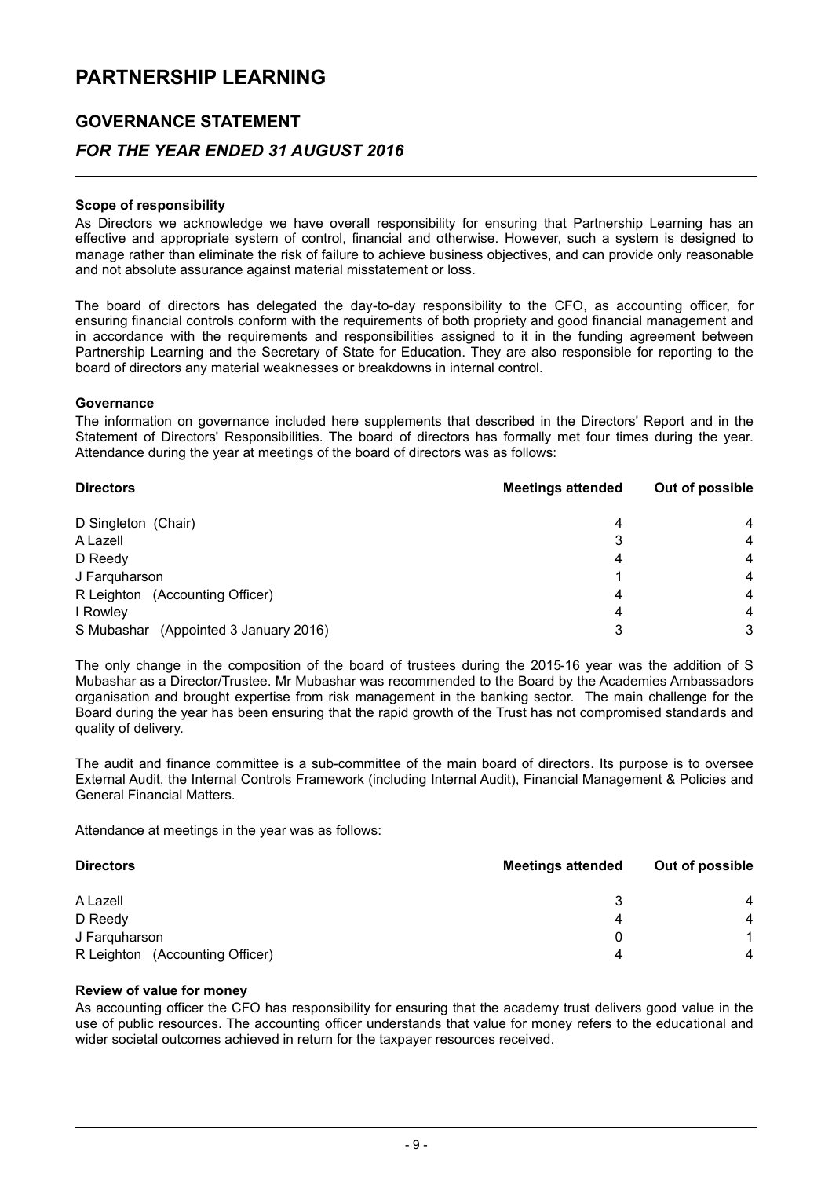# PARTNERSHIP LEARNING

## GOVERNANCE STATEMENT

### *FOR THE YEAR ENDED 31 AUGUST 2016*

**Scope of responsibility**

As Directors we acknowledge we have overall responsibility for ensuring that Partnership Learning has an effective and appropriate system of control, financial and otherwise. However, such a system is designed to manage rather than eliminate the risk of failure to achieve business objectives, and can provide only reasonable and not absolute assurance against material misstatement or loss.

The board of directors has delegated the day-to-day responsibility to the CFO, as accounting officer, for ensuring financial controls conform with the requirements of both propriety and good financial management and in accordance with the requirements and responsibilities assigned to it in the funding agreement between Partnership Learning and the Secretary of State for Education. They are also responsible for reporting to the board of directors any material weaknesses or breakdowns in internal control.

**Governance**

The information on governance included here supplements that described in the Directors' Report and in the Statement of Directors' Responsibilities. The board of directors has formally met four times during the year. Attendance during the year at meetings of the board of directors was as follows:

| Directors | Meetings attended | Out of possible |
|---|---|---|
| D Singleton (Chair) | 4 | 4 |
| A Lazell | 3 | 4 |
| D Reedy | 4 | 4 |
| J Farquharson | 1 | 4 |
| R Leighton (Accounting Officer) | 4 | 4 |
| I Rowley | 4 | 4 |
| S Mubashar (Appointed 3 January 2016) | 3 | 3 |

The only change in the composition of the board of trustees during the 2015-16 year was the addition of S Mubashar as a Director/Trustee. Mr Mubashar was recommended to the Board by the Academies Ambassadors organisation and brought expertise from risk management in the banking sector. The main challenge for the Board during the year has been ensuring that the rapid growth of the Trust has not compromised standards and quality of delivery.

The audit and finance committee is a sub-committee of the main board of directors. Its purpose is to oversee External Audit, the Internal Controls Framework (including Internal Audit), Financial Management & Policies and General Financial Matters.

Attendance at meetings in the year was as follows:

| Directors | Meetings attended | Out of possible |
|---|---|---|
| A Lazell | 3 | 4 |
| D Reedy | 4 | 4 |
| J Farquharson | 0 | 1 |
| R Leighton (Accounting Officer) | 4 | 4 |

**Review of value for money**

As accounting officer the CFO has responsibility for ensuring that the academy trust delivers good value in the use of public resources. The accounting officer understands that value for money refers to the educational and wider societal outcomes achieved in return for the taxpayer resources received.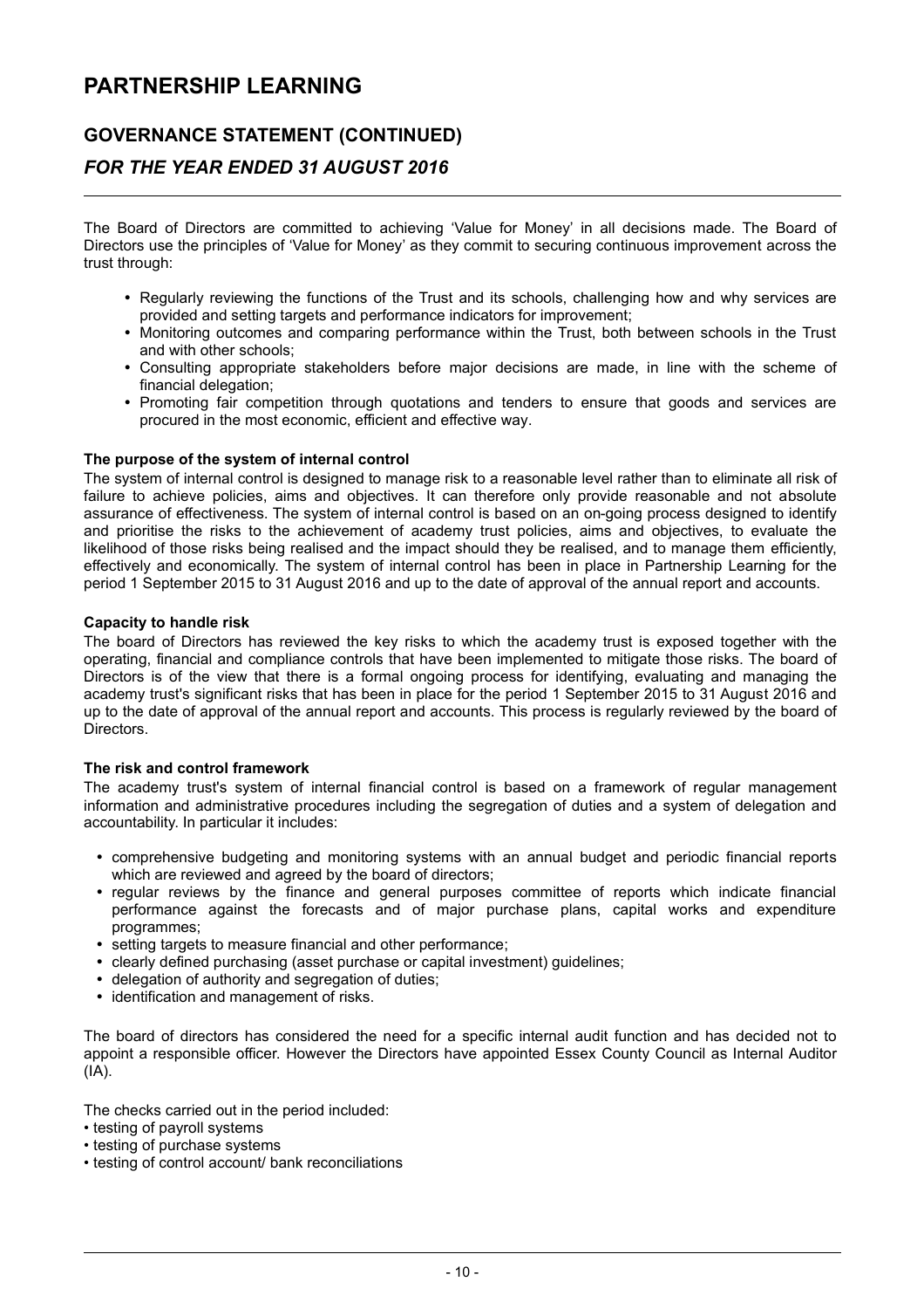The Board of Directors are committed to achieving 'Value for Money' in all decisions made. The Board of Directors use the principles of 'Value for Money' as they commit to securing continuous improvement across the trust through:

- Regularly reviewing the functions of the Trust and its schools, challenging how and why services are provided and setting targets and performance indicators for improvement;
- Monitoring outcomes and comparing performance within the Trust, both between schools in the Trust and with other schools;
- Consulting appropriate stakeholders before major decisions are made, in line with the scheme of financial delegation;
- Promoting fair competition through quotations and tenders to ensure that goods and services are procured in the most economic, efficient and effective way.

**The purpose of the system of internal control**

The system of internal control is designed to manage risk to a reasonable level rather than to eliminate all risk of failure to achieve policies, aims and objectives. It can therefore only provide reasonable and not absolute assurance of effectiveness. The system of internal control is based on an on-going process designed to identify and prioritise the risks to the achievement of academy trust policies, aims and objectives, to evaluate the likelihood of those risks being realised and the impact should they be realised, and to manage them efficiently, effectively and economically. The system of internal control has been in place in Partnership Learning for the period 1 September 2015 to 31 August 2016 and up to the date of approval of the annual report and accounts.

**Capacity to handle risk**

The board of Directors has reviewed the key risks to which the academy trust is exposed together with the operating, financial and compliance controls that have been implemented to mitigate those risks. The board of Directors is of the view that there is a formal ongoing process for identifying, evaluating and managing the academy trust's significant risks that has been in place for the period 1 September 2015 to 31 August 2016 and up to the date of approval of the annual report and accounts. This process is regularly reviewed by the board of Directors.

**The risk and control framework**

The academy trust's system of internal financial control is based on a framework of regular management information and administrative procedures including the segregation of duties and a system of delegation and accountability. In particular it includes:

- comprehensive budgeting and monitoring systems with an annual budget and periodic financial reports which are reviewed and agreed by the board of directors;
- regular reviews by the finance and general purposes committee of reports which indicate financial performance against the forecasts and of major purchase plans, capital works and expenditure programmes;
- setting targets to measure financial and other performance;
- clearly defined purchasing (asset purchase or capital investment) guidelines;
- delegation of authority and segregation of duties;
- identification and management of risks.

The board of directors has considered the need for a specific internal audit function and has decided not to appoint a responsible officer. However the Directors have appointed Essex County Council as Internal Auditor (IA).

The checks carried out in the period included:

- testing of payroll systems
- testing of purchase systems
- testing of control account/ bank reconciliations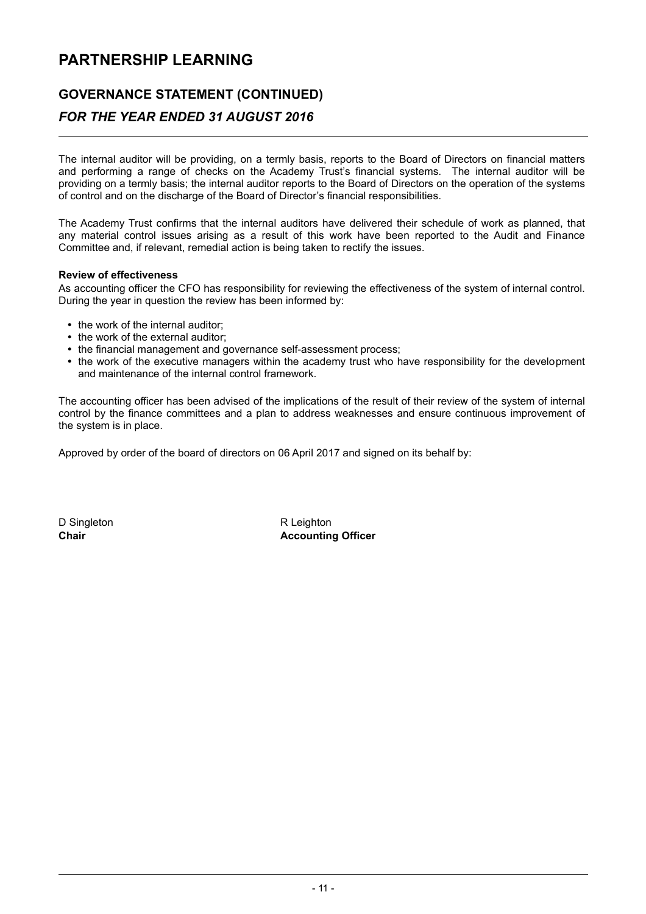# PARTNERSHIP LEARNING

## GOVERNANCE STATEMENT (CONTINUED)

### *FOR THE YEAR ENDED 31 AUGUST 2016*

The internal auditor will be providing, on a termly basis, reports to the Board of Directors on financial matters and performing a range of checks on the Academy Trust's financial systems. The internal auditor will be providing on a termly basis; the internal auditor reports to the Board of Directors on the operation of the systems of control and on the discharge of the Board of Director's financial responsibilities.

The Academy Trust confirms that the internal auditors have delivered their schedule of work as planned, that any material control issues arising as a result of this work have been reported to the Audit and Finance Committee and, if relevant, remedial action is being taken to rectify the issues.

**Review of effectiveness**

As accounting officer the CFO has responsibility for reviewing the effectiveness of the system of internal control. During the year in question the review has been informed by:

- the work of the internal auditor;
- the work of the external auditor;
- the financial management and governance self-assessment process;
- the work of the executive managers within the academy trust who have responsibility for the development and maintenance of the internal control framework.

The accounting officer has been advised of the implications of the result of their review of the system of internal control by the finance committees and a plan to address weaknesses and ensure continuous improvement of the system is in place.

Approved by order of the board of directors on 06 April 2017 and signed on its behalf by:

D Singleton
**Chair**

R Leighton
**Accounting Officer**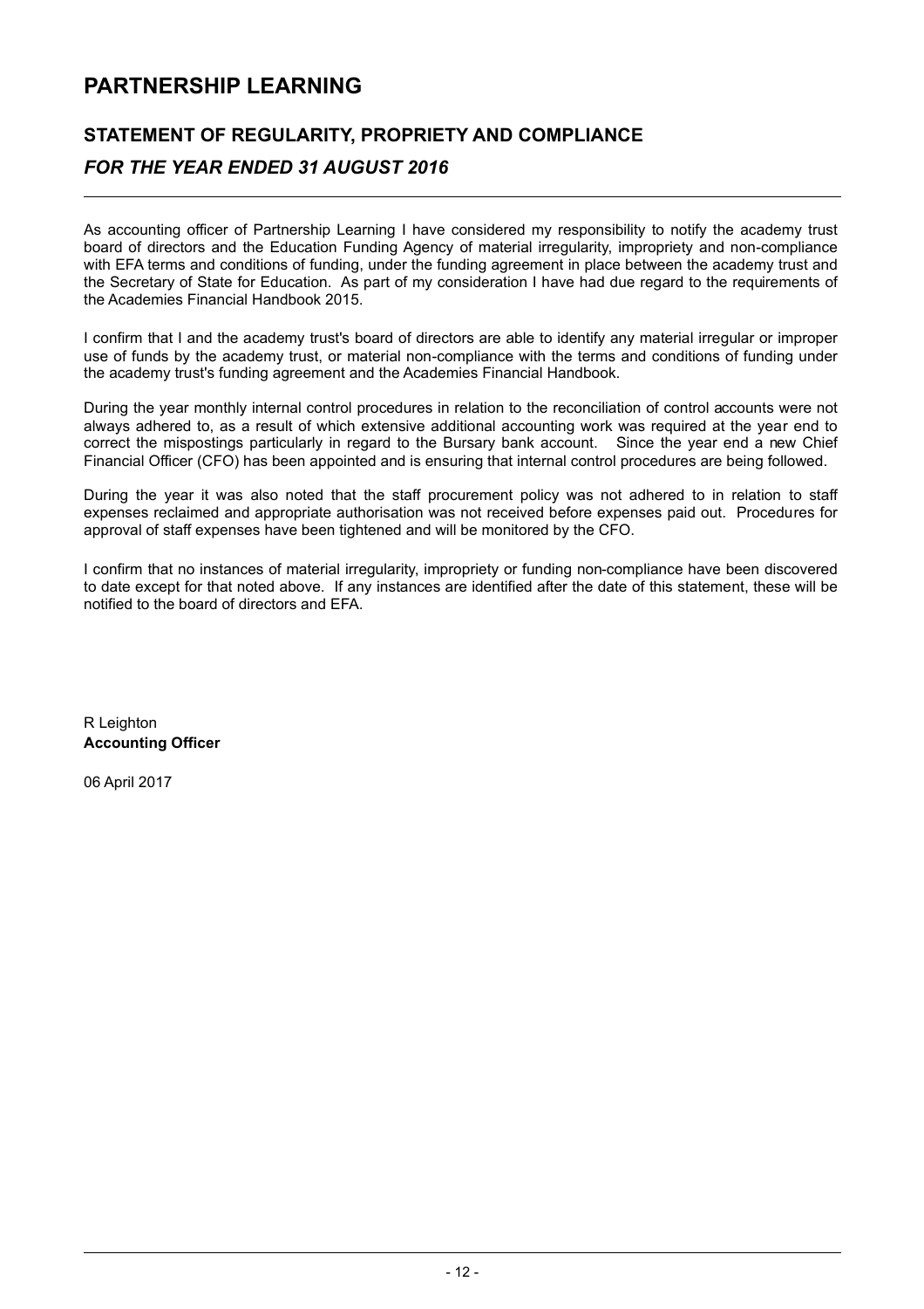# PARTNERSHIP LEARNING

## STATEMENT OF REGULARITY, PROPRIETY AND COMPLIANCE

### *FOR THE YEAR ENDED 31 AUGUST 2016*

As accounting officer of Partnership Learning I have considered my responsibility to notify the academy trust board of directors and the Education Funding Agency of material irregularity, impropriety and non-compliance with EFA terms and conditions of funding, under the funding agreement in place between the academy trust and the Secretary of State for Education. As part of my consideration I have had due regard to the requirements of the Academies Financial Handbook 2015.

I confirm that I and the academy trust's board of directors are able to identify any material irregular or improper use of funds by the academy trust, or material non-compliance with the terms and conditions of funding under the academy trust's funding agreement and the Academies Financial Handbook.

During the year monthly internal control procedures in relation to the reconciliation of control accounts were not always adhered to, as a result of which extensive additional accounting work was required at the year end to correct the mispostings particularly in regard to the Bursary bank account. Since the year end a new Chief Financial Officer (CFO) has been appointed and is ensuring that internal control procedures are being followed.

During the year it was also noted that the staff procurement policy was not adhered to in relation to staff expenses reclaimed and appropriate authorisation was not received before expenses paid out. Procedures for approval of staff expenses have been tightened and will be monitored by the CFO.

I confirm that no instances of material irregularity, impropriety or funding non-compliance have been discovered to date except for that noted above. If any instances are identified after the date of this statement, these will be notified to the board of directors and EFA.

R Leighton
**Accounting Officer**

06 April 2017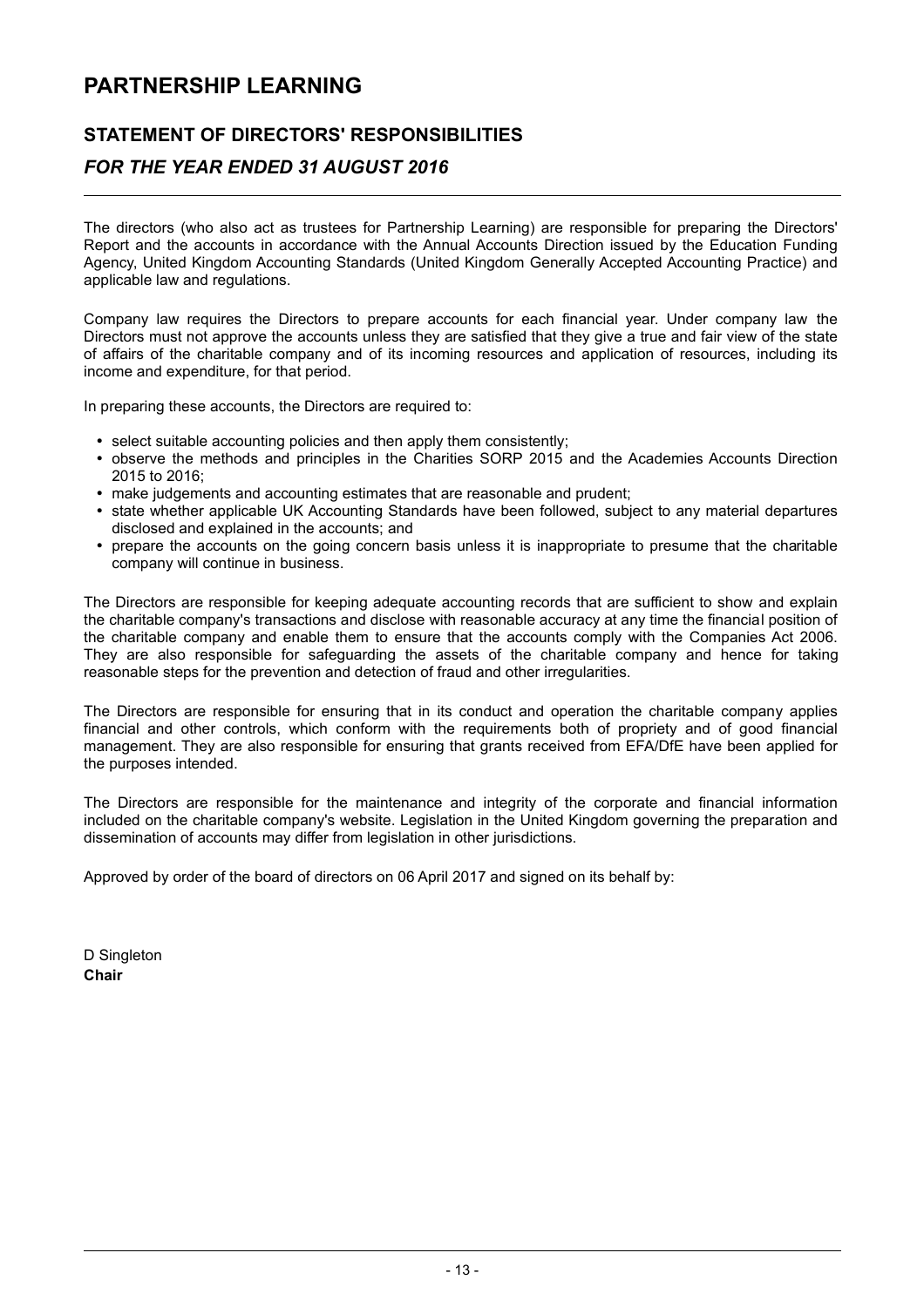# PARTNERSHIP LEARNING

## STATEMENT OF DIRECTORS' RESPONSIBILITIES

### *FOR THE YEAR ENDED 31 AUGUST 2016*

The directors (who also act as trustees for Partnership Learning) are responsible for preparing the Directors' Report and the accounts in accordance with the Annual Accounts Direction issued by the Education Funding Agency, United Kingdom Accounting Standards (United Kingdom Generally Accepted Accounting Practice) and applicable law and regulations.

Company law requires the Directors to prepare accounts for each financial year. Under company law the Directors must not approve the accounts unless they are satisfied that they give a true and fair view of the state of affairs of the charitable company and of its incoming resources and application of resources, including its income and expenditure, for that period.

In preparing these accounts, the Directors are required to:

- select suitable accounting policies and then apply them consistently;
- observe the methods and principles in the Charities SORP 2015 and the Academies Accounts Direction 2015 to 2016;
- make judgements and accounting estimates that are reasonable and prudent;
- state whether applicable UK Accounting Standards have been followed, subject to any material departures disclosed and explained in the accounts; and
- prepare the accounts on the going concern basis unless it is inappropriate to presume that the charitable company will continue in business.

The Directors are responsible for keeping adequate accounting records that are sufficient to show and explain the charitable company's transactions and disclose with reasonable accuracy at any time the financial position of the charitable company and enable them to ensure that the accounts comply with the Companies Act 2006. They are also responsible for safeguarding the assets of the charitable company and hence for taking reasonable steps for the prevention and detection of fraud and other irregularities.

The Directors are responsible for ensuring that in its conduct and operation the charitable company applies financial and other controls, which conform with the requirements both of propriety and of good financial management. They are also responsible for ensuring that grants received from EFA/DfE have been applied for the purposes intended.

The Directors are responsible for the maintenance and integrity of the corporate and financial information included on the charitable company's website. Legislation in the United Kingdom governing the preparation and dissemination of accounts may differ from legislation in other jurisdictions.

Approved by order of the board of directors on 06 April 2017 and signed on its behalf by:

D Singleton
**Chair**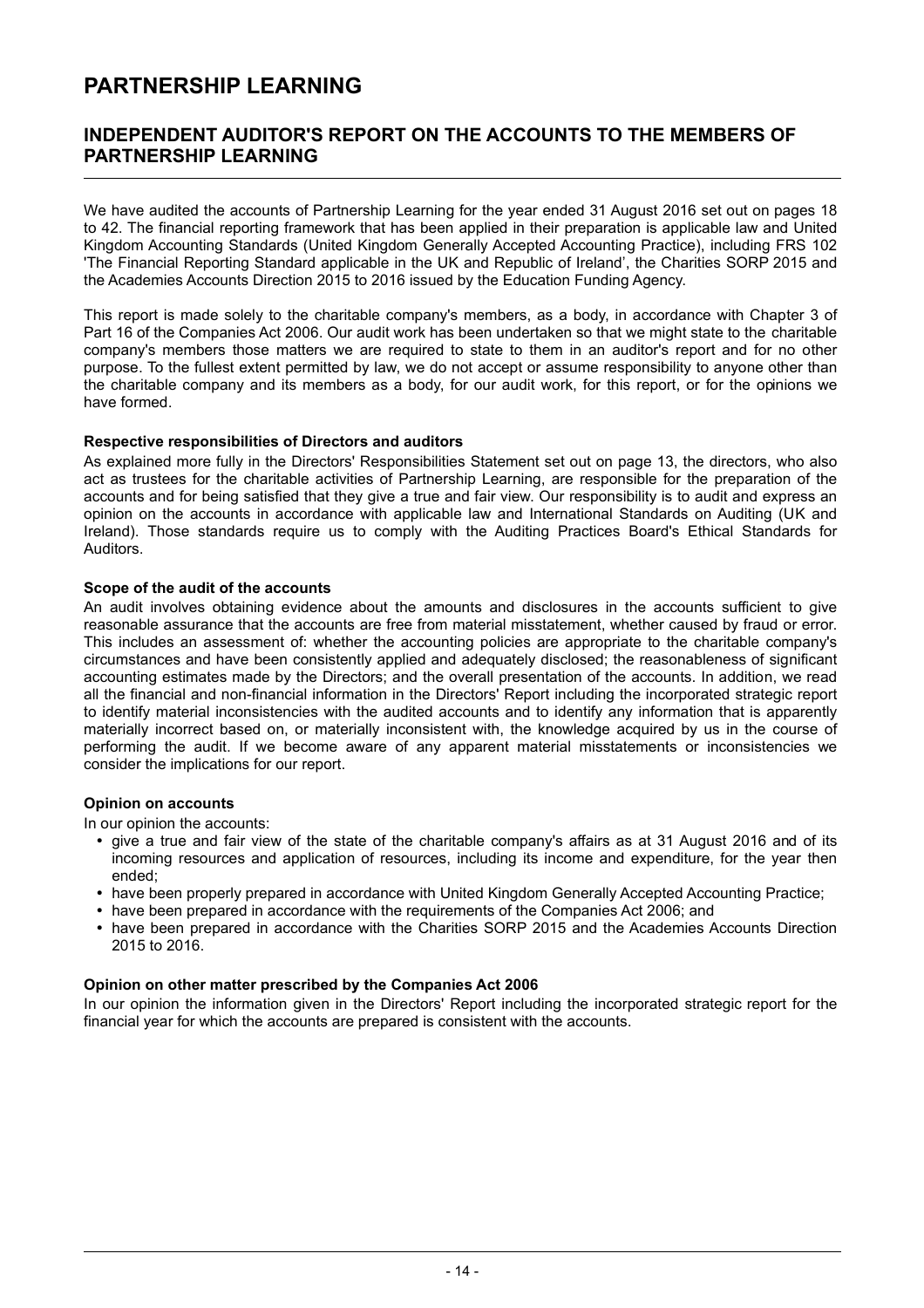# PARTNERSHIP LEARNING

## INDEPENDENT AUDITOR'S REPORT ON THE ACCOUNTS TO THE MEMBERS OF PARTNERSHIP LEARNING

We have audited the accounts of Partnership Learning for the year ended 31 August 2016 set out on pages 18 to 42. The financial reporting framework that has been applied in their preparation is applicable law and United Kingdom Accounting Standards (United Kingdom Generally Accepted Accounting Practice), including FRS 102 'The Financial Reporting Standard applicable in the UK and Republic of Ireland', the Charities SORP 2015 and the Academies Accounts Direction 2015 to 2016 issued by the Education Funding Agency.

This report is made solely to the charitable company's members, as a body, in accordance with Chapter 3 of Part 16 of the Companies Act 2006. Our audit work has been undertaken so that we might state to the charitable company's members those matters we are required to state to them in an auditor's report and for no other purpose. To the fullest extent permitted by law, we do not accept or assume responsibility to anyone other than the charitable company and its members as a body, for our audit work, for this report, or for the opinions we have formed.

**Respective responsibilities of Directors and auditors**

As explained more fully in the Directors' Responsibilities Statement set out on page 13, the directors, who also act as trustees for the charitable activities of Partnership Learning, are responsible for the preparation of the accounts and for being satisfied that they give a true and fair view. Our responsibility is to audit and express an opinion on the accounts in accordance with applicable law and International Standards on Auditing (UK and Ireland). Those standards require us to comply with the Auditing Practices Board's Ethical Standards for Auditors.

**Scope of the audit of the accounts**

An audit involves obtaining evidence about the amounts and disclosures in the accounts sufficient to give reasonable assurance that the accounts are free from material misstatement, whether caused by fraud or error. This includes an assessment of: whether the accounting policies are appropriate to the charitable company's circumstances and have been consistently applied and adequately disclosed; the reasonableness of significant accounting estimates made by the Directors; and the overall presentation of the accounts. In addition, we read all the financial and non-financial information in the Directors' Report including the incorporated strategic report to identify material inconsistencies with the audited accounts and to identify any information that is apparently materially incorrect based on, or materially inconsistent with, the knowledge acquired by us in the course of performing the audit. If we become aware of any apparent material misstatements or inconsistencies we consider the implications for our report.

**Opinion on accounts**

In our opinion the accounts:

- give a true and fair view of the state of the charitable company's affairs as at 31 August 2016 and of its incoming resources and application of resources, including its income and expenditure, for the year then ended;
- have been properly prepared in accordance with United Kingdom Generally Accepted Accounting Practice;
- have been prepared in accordance with the requirements of the Companies Act 2006; and
- have been prepared in accordance with the Charities SORP 2015 and the Academies Accounts Direction 2015 to 2016.

**Opinion on other matter prescribed by the Companies Act 2006**

In our opinion the information given in the Directors' Report including the incorporated strategic report for the financial year for which the accounts are prepared is consistent with the accounts.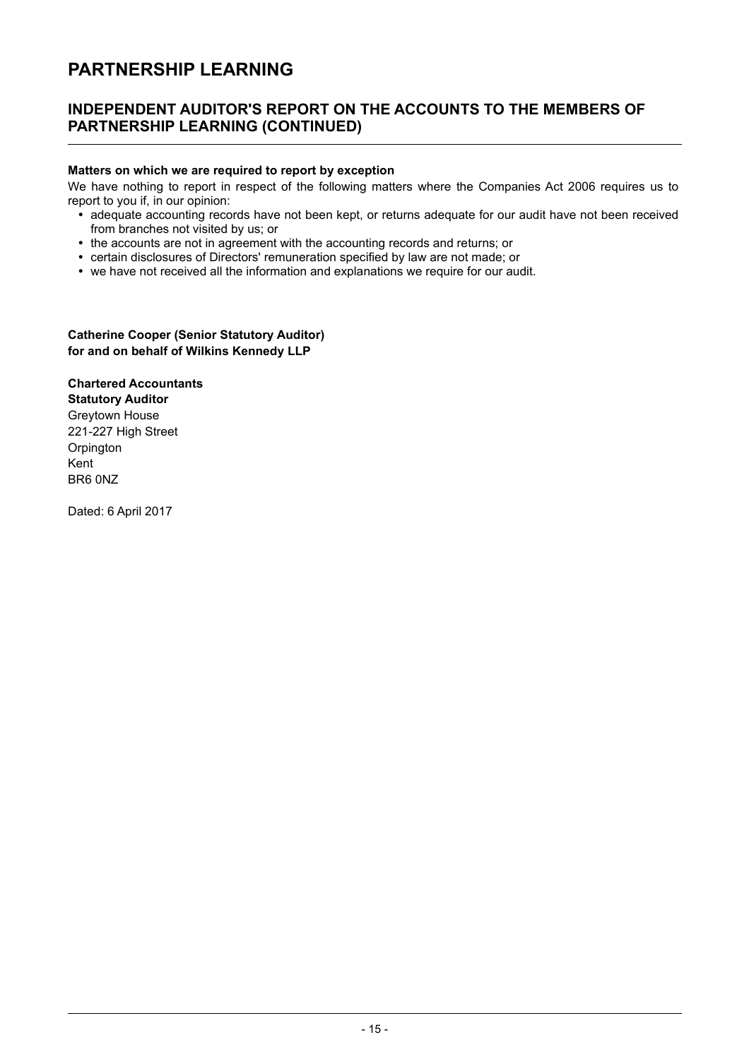# PARTNERSHIP LEARNING

## INDEPENDENT AUDITOR'S REPORT ON THE ACCOUNTS TO THE MEMBERS OF PARTNERSHIP LEARNING (CONTINUED)

**Matters on which we are required to report by exception**

We have nothing to report in respect of the following matters where the Companies Act 2006 requires us to report to you if, in our opinion:

- adequate accounting records have not been kept, or returns adequate for our audit have not been received from branches not visited by us; or
- the accounts are not in agreement with the accounting records and returns; or
- certain disclosures of Directors' remuneration specified by law are not made; or
- we have not received all the information and explanations we require for our audit.

**Catherine Cooper (Senior Statutory Auditor)**
**for and on behalf of Wilkins Kennedy LLP**

**Chartered Accountants**
**Statutory Auditor**
Greytown House
221-227 High Street
Orpington
Kent
BR6 0NZ

Dated: 6 April 2017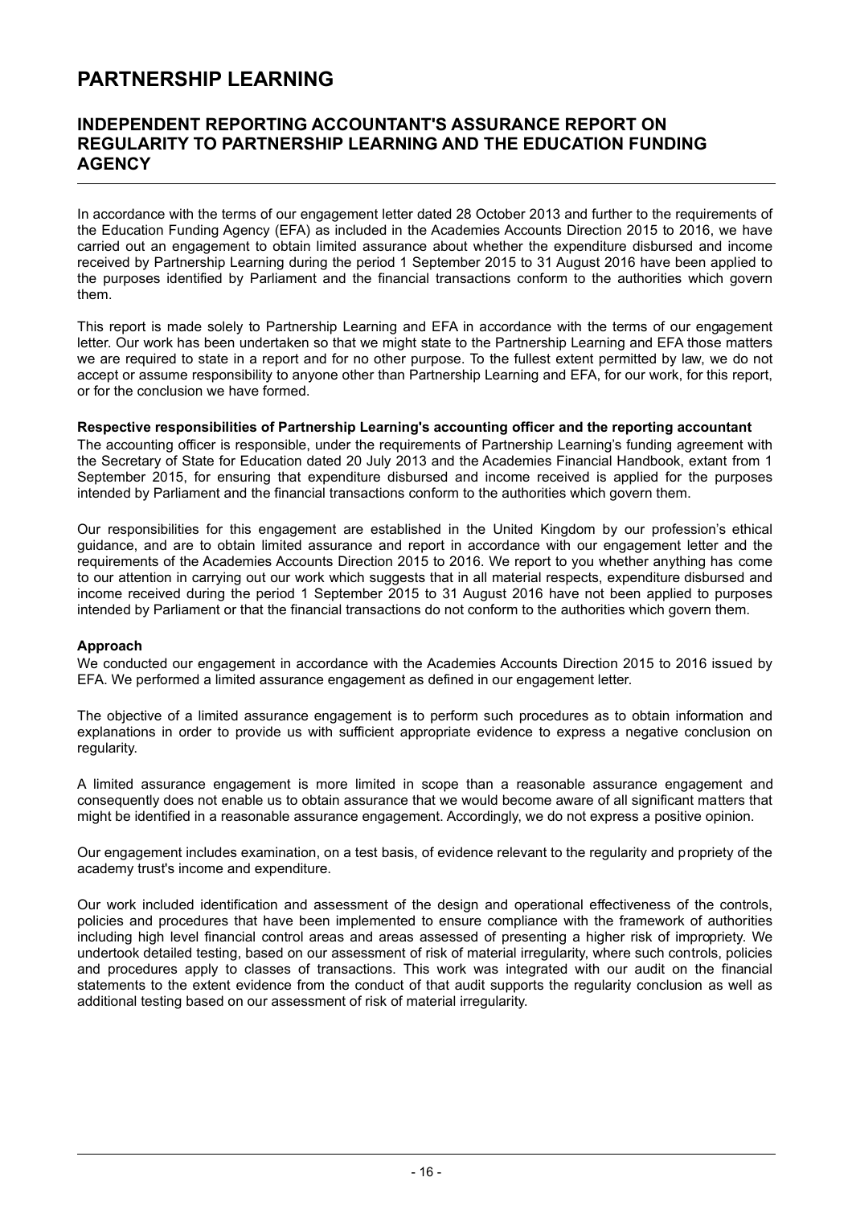# PARTNERSHIP LEARNING

## INDEPENDENT REPORTING ACCOUNTANT'S ASSURANCE REPORT ON REGULARITY TO PARTNERSHIP LEARNING AND THE EDUCATION FUNDING AGENCY

In accordance with the terms of our engagement letter dated 28 October 2013 and further to the requirements of the Education Funding Agency (EFA) as included in the Academies Accounts Direction 2015 to 2016, we have carried out an engagement to obtain limited assurance about whether the expenditure disbursed and income received by Partnership Learning during the period 1 September 2015 to 31 August 2016 have been applied to the purposes identified by Parliament and the financial transactions conform to the authorities which govern them.

This report is made solely to Partnership Learning and EFA in accordance with the terms of our engagement letter. Our work has been undertaken so that we might state to the Partnership Learning and EFA those matters we are required to state in a report and for no other purpose. To the fullest extent permitted by law, we do not accept or assume responsibility to anyone other than Partnership Learning and EFA, for our work, for this report, or for the conclusion we have formed.

**Respective responsibilities of Partnership Learning's accounting officer and the reporting accountant**

The accounting officer is responsible, under the requirements of Partnership Learning's funding agreement with the Secretary of State for Education dated 20 July 2013 and the Academies Financial Handbook, extant from 1 September 2015, for ensuring that expenditure disbursed and income received is applied for the purposes intended by Parliament and the financial transactions conform to the authorities which govern them.

Our responsibilities for this engagement are established in the United Kingdom by our profession's ethical guidance, and are to obtain limited assurance and report in accordance with our engagement letter and the requirements of the Academies Accounts Direction 2015 to 2016. We report to you whether anything has come to our attention in carrying out our work which suggests that in all material respects, expenditure disbursed and income received during the period 1 September 2015 to 31 August 2016 have not been applied to purposes intended by Parliament or that the financial transactions do not conform to the authorities which govern them.

**Approach**

We conducted our engagement in accordance with the Academies Accounts Direction 2015 to 2016 issued by EFA. We performed a limited assurance engagement as defined in our engagement letter.

The objective of a limited assurance engagement is to perform such procedures as to obtain information and explanations in order to provide us with sufficient appropriate evidence to express a negative conclusion on regularity.

A limited assurance engagement is more limited in scope than a reasonable assurance engagement and consequently does not enable us to obtain assurance that we would become aware of all significant matters that might be identified in a reasonable assurance engagement. Accordingly, we do not express a positive opinion.

Our engagement includes examination, on a test basis, of evidence relevant to the regularity and propriety of the academy trust's income and expenditure.

Our work included identification and assessment of the design and operational effectiveness of the controls, policies and procedures that have been implemented to ensure compliance with the framework of authorities including high level financial control areas and areas assessed of presenting a higher risk of impropriety. We undertook detailed testing, based on our assessment of risk of material irregularity, where such controls, policies and procedures apply to classes of transactions. This work was integrated with our audit on the financial statements to the extent evidence from the conduct of that audit supports the regularity conclusion as well as additional testing based on our assessment of risk of material irregularity.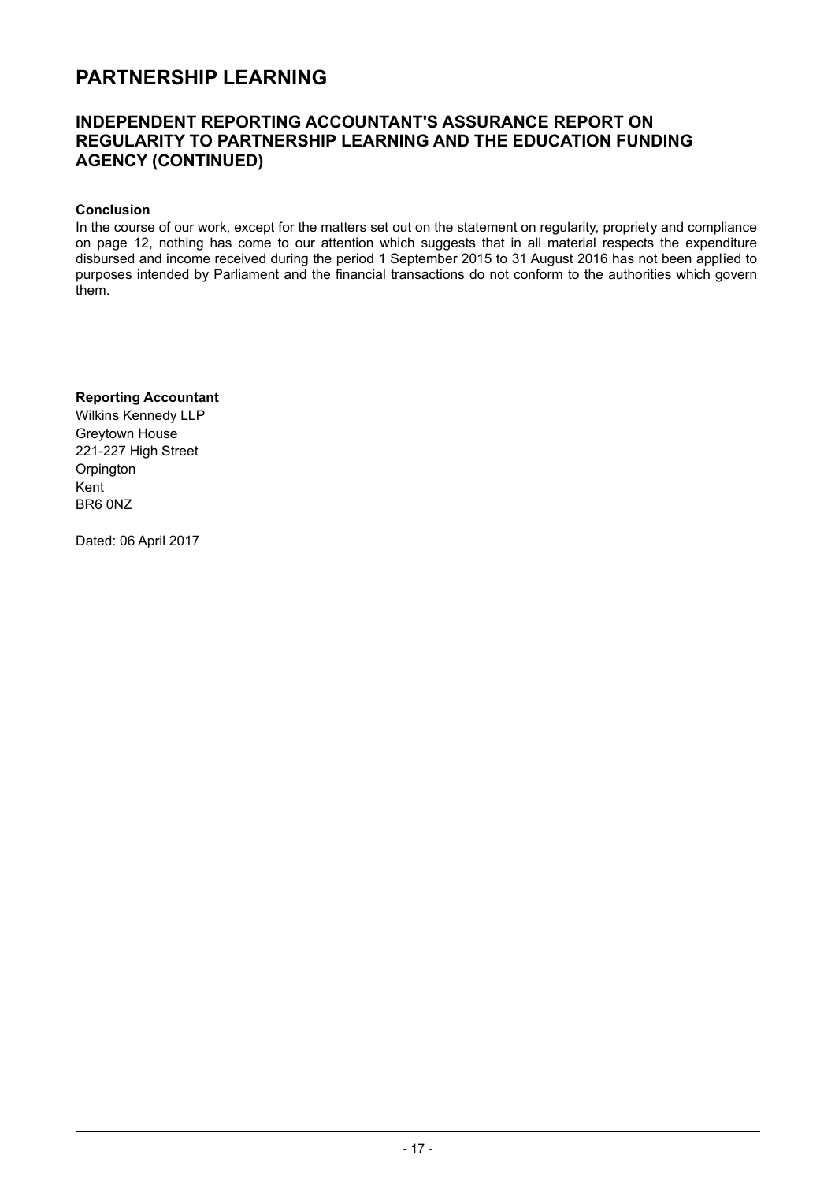# PARTNERSHIP LEARNING

## INDEPENDENT REPORTING ACCOUNTANT'S ASSURANCE REPORT ON REGULARITY TO PARTNERSHIP LEARNING AND THE EDUCATION FUNDING AGENCY (CONTINUED)

**Conclusion**

In the course of our work, except for the matters set out on the statement on regularity, propriety and compliance on page 12, nothing has come to our attention which suggests that in all material respects the expenditure disbursed and income received during the period 1 September 2015 to 31 August 2016 has not been applied to purposes intended by Parliament and the financial transactions do not conform to the authorities which govern them.

**Reporting Accountant**
Wilkins Kennedy LLP
Greytown House
221-227 High Street
Orpington
Kent
BR6 0NZ

Dated: 06 April 2017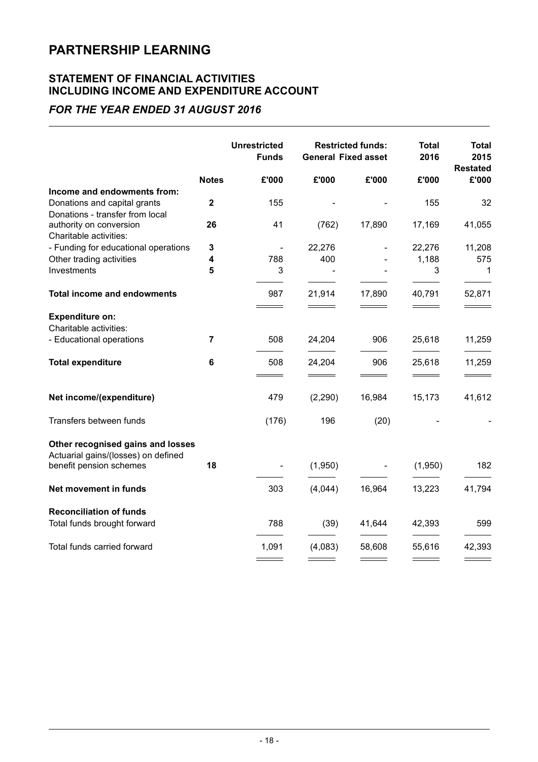# PARTNERSHIP LEARNING

## STATEMENT OF FINANCIAL ACTIVITIES INCLUDING INCOME AND EXPENDITURE ACCOUNT

### *FOR THE YEAR ENDED 31 AUGUST 2016*

| | Notes | Unrestricted Funds £'000 | Restricted funds: General £'000 | Restricted funds: Fixed asset £'000 | Total 2016 £'000 | Total 2015 Restated £'000 |
|---|---|---|---|---|---|---|
| **Income and endowments from:** | | | | | | |
| Donations and capital grants | **2** | 155 | - | - | 155 | 32 |
| Donations - transfer from local authority on conversion | **26** | 41 | (762) | 17,890 | 17,169 | 41,055 |
| Charitable activities: | | | | | | |
| - Funding for educational operations | **3** | - | 22,276 | - | 22,276 | 11,208 |
| Other trading activities | **4** | 788 | 400 | - | 1,188 | 575 |
| Investments | **5** | 3 | - | - | 3 | 1 |
| **Total income and endowments** | | 987 | 21,914 | 17,890 | 40,791 | 52,871 |
| **Expenditure on:** | | | | | | |
| Charitable activities: | | | | | | |
| - Educational operations | **7** | 508 | 24,204 | 906 | 25,618 | 11,259 |
| **Total expenditure** | **6** | 508 | 24,204 | 906 | 25,618 | 11,259 |
| **Net income/(expenditure)** | | 479 | (2,290) | 16,984 | 15,173 | 41,612 |
| Transfers between funds | | (176) | 196 | (20) | - | - |
| **Other recognised gains and losses** | | | | | | |
| Actuarial gains/(losses) on defined benefit pension schemes | **18** | - | (1,950) | - | (1,950) | 182 |
| **Net movement in funds** | | 303 | (4,044) | 16,964 | 13,223 | 41,794 |
| **Reconciliation of funds** | | | | | | |
| Total funds brought forward | | 788 | (39) | 41,644 | 42,393 | 599 |
| Total funds carried forward | | 1,091 | (4,083) | 58,608 | 55,616 | 42,393 |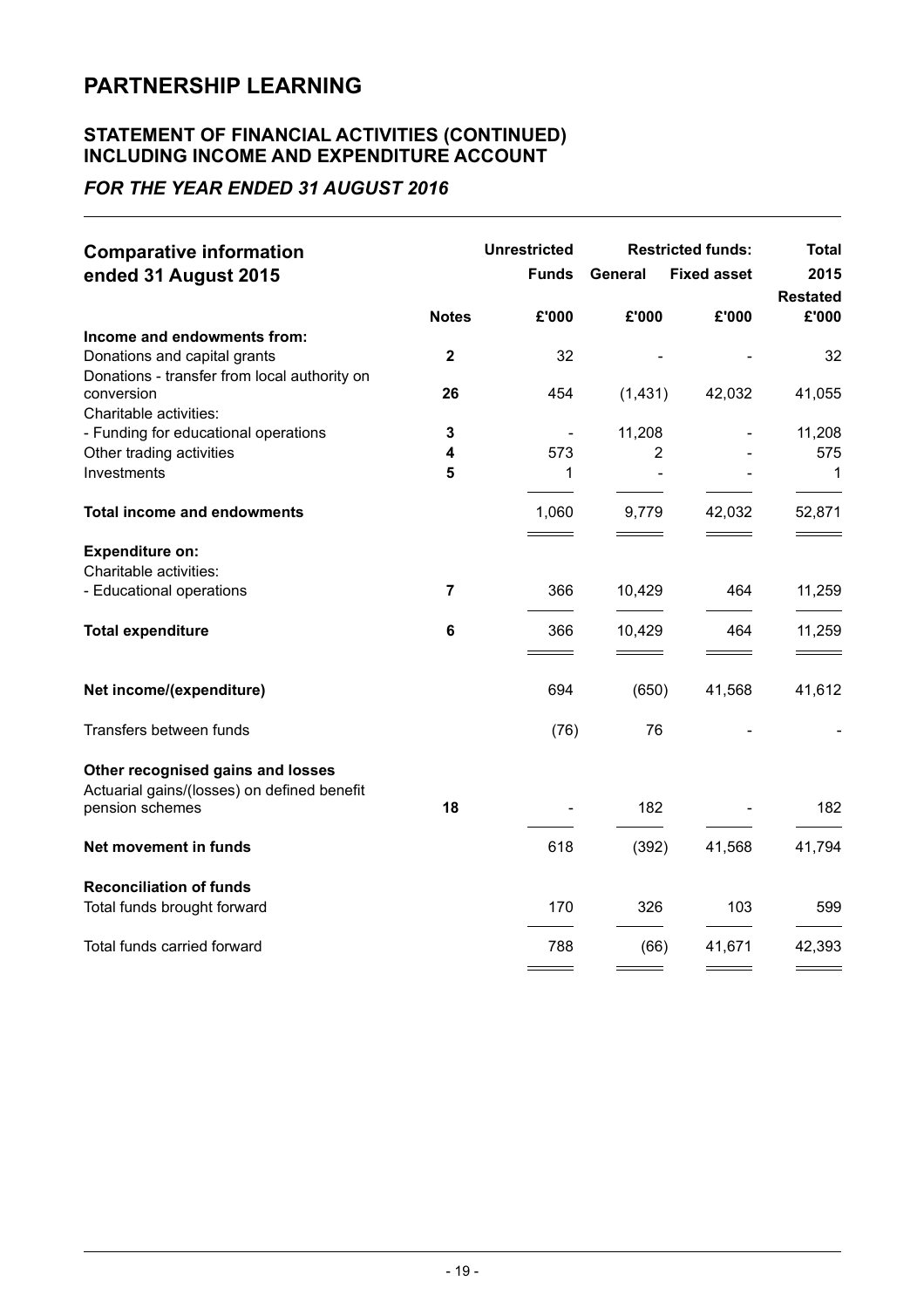# PARTNERSHIP LEARNING

## STATEMENT OF FINANCIAL ACTIVITIES (CONTINUED) INCLUDING INCOME AND EXPENDITURE ACCOUNT

### *FOR THE YEAR ENDED 31 AUGUST 2016*

| Comparative information ended 31 August 2015 | | Unrestricted | Restricted funds: | | Total |
|---|---|---|---|---|---|
| | | Funds | General | Fixed asset | 2015 Restated |
| | Notes | £'000 | £'000 | £'000 | £'000 |
| **Income and endowments from:** | | | | | |
| Donations and capital grants | 2 | 32 | - | - | 32 |
| Donations - transfer from local authority on conversion | 26 | 454 | (1,431) | 42,032 | 41,055 |
| Charitable activities: | | | | | |
| - Funding for educational operations | 3 | - | 11,208 | - | 11,208 |
| Other trading activities | 4 | 573 | 2 | - | 575 |
| Investments | 5 | 1 | - | - | 1 |
| **Total income and endowments** | | 1,060 | 9,779 | 42,032 | 52,871 |
| **Expenditure on:** | | | | | |
| Charitable activities: | | | | | |
| - Educational operations | 7 | 366 | 10,429 | 464 | 11,259 |
| **Total expenditure** | 6 | 366 | 10,429 | 464 | 11,259 |
| **Net income/(expenditure)** | | 694 | (650) | 41,568 | 41,612 |
| Transfers between funds | | (76) | 76 | - | - |
| **Other recognised gains and losses** | | | | | |
| Actuarial gains/(losses) on defined benefit pension schemes | 18 | - | 182 | - | 182 |
| **Net movement in funds** | | 618 | (392) | 41,568 | 41,794 |
| **Reconciliation of funds** | | | | | |
| Total funds brought forward | | 170 | 326 | 103 | 599 |
| Total funds carried forward | | 788 | (66) | 41,671 | 42,393 |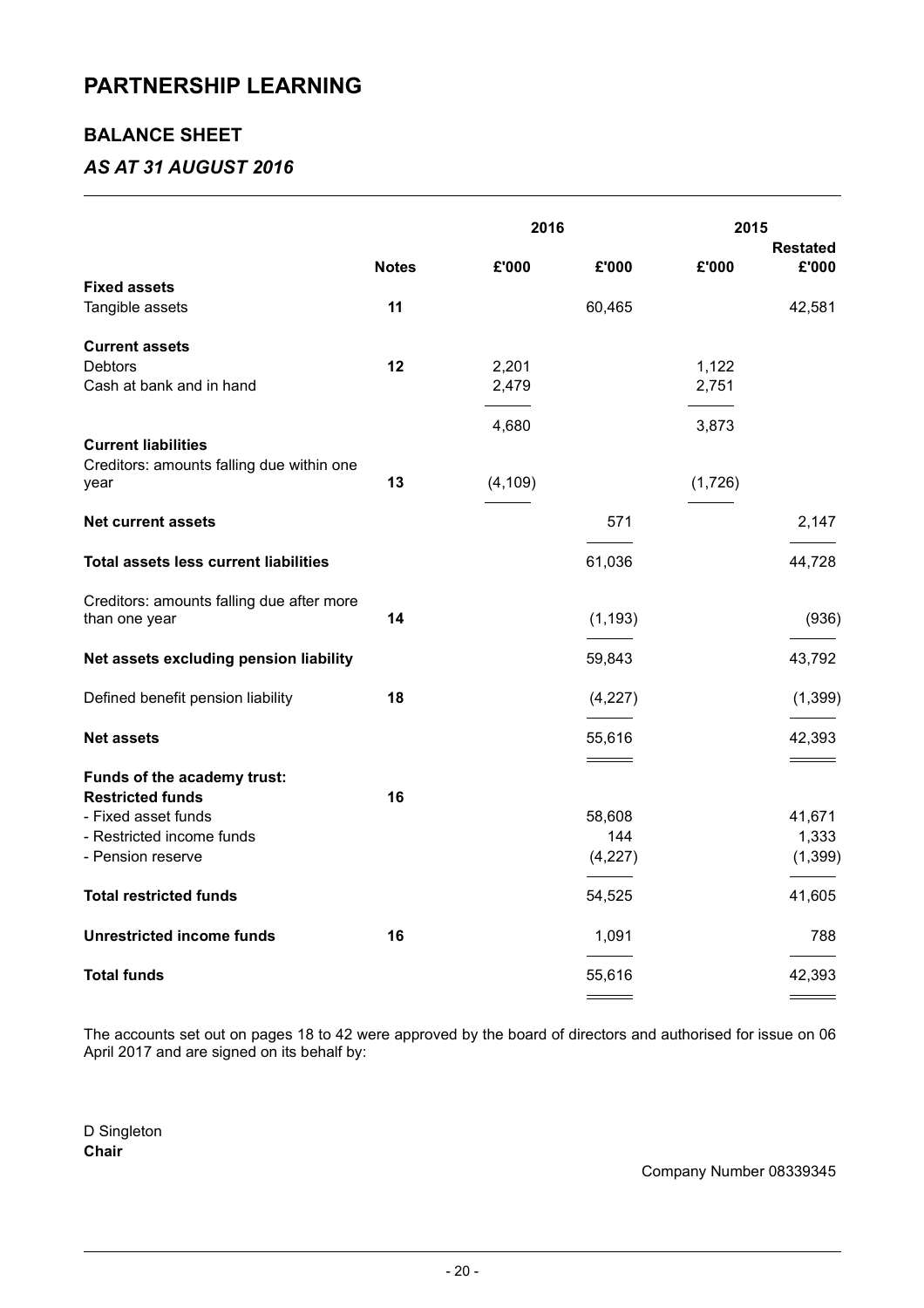# PARTNERSHIP LEARNING

## BALANCE SHEET

### *AS AT 31 AUGUST 2016*

| | Notes | 2016 £'000 | 2016 £'000 | 2015 £'000 | 2015 Restated £'000 |
|---|---|---|---|---|---|
| **Fixed assets** | | | | | |
| Tangible assets | 11 | | 60,465 | | 42,581 |
| **Current assets** | | | | | |
| Debtors | 12 | 2,201 | | 1,122 | |
| Cash at bank and in hand | | 2,479 | | 2,751 | |
| | | 4,680 | | 3,873 | |
| **Current liabilities** | | | | | |
| Creditors: amounts falling due within one year | 13 | (4,109) | | (1,726) | |
| **Net current assets** | | | 571 | | 2,147 |
| **Total assets less current liabilities** | | | 61,036 | | 44,728 |
| Creditors: amounts falling due after more than one year | 14 | | (1,193) | | (936) |
| **Net assets excluding pension liability** | | | 59,843 | | 43,792 |
| Defined benefit pension liability | 18 | | (4,227) | | (1,399) |
| **Net assets** | | | 55,616 | | 42,393 |
| **Funds of the academy trust:** | | | | | |
| **Restricted funds** | 16 | | | | |
| - Fixed asset funds | | | 58,608 | | 41,671 |
| - Restricted income funds | | | 144 | | 1,333 |
| - Pension reserve | | | (4,227) | | (1,399) |
| **Total restricted funds** | | | 54,525 | | 41,605 |
| **Unrestricted income funds** | 16 | | 1,091 | | 788 |
| **Total funds** | | | 55,616 | | 42,393 |

The accounts set out on pages 18 to 42 were approved by the board of directors and authorised for issue on 06 April 2017 and are signed on its behalf by:

D Singleton
**Chair**

Company Number 08339345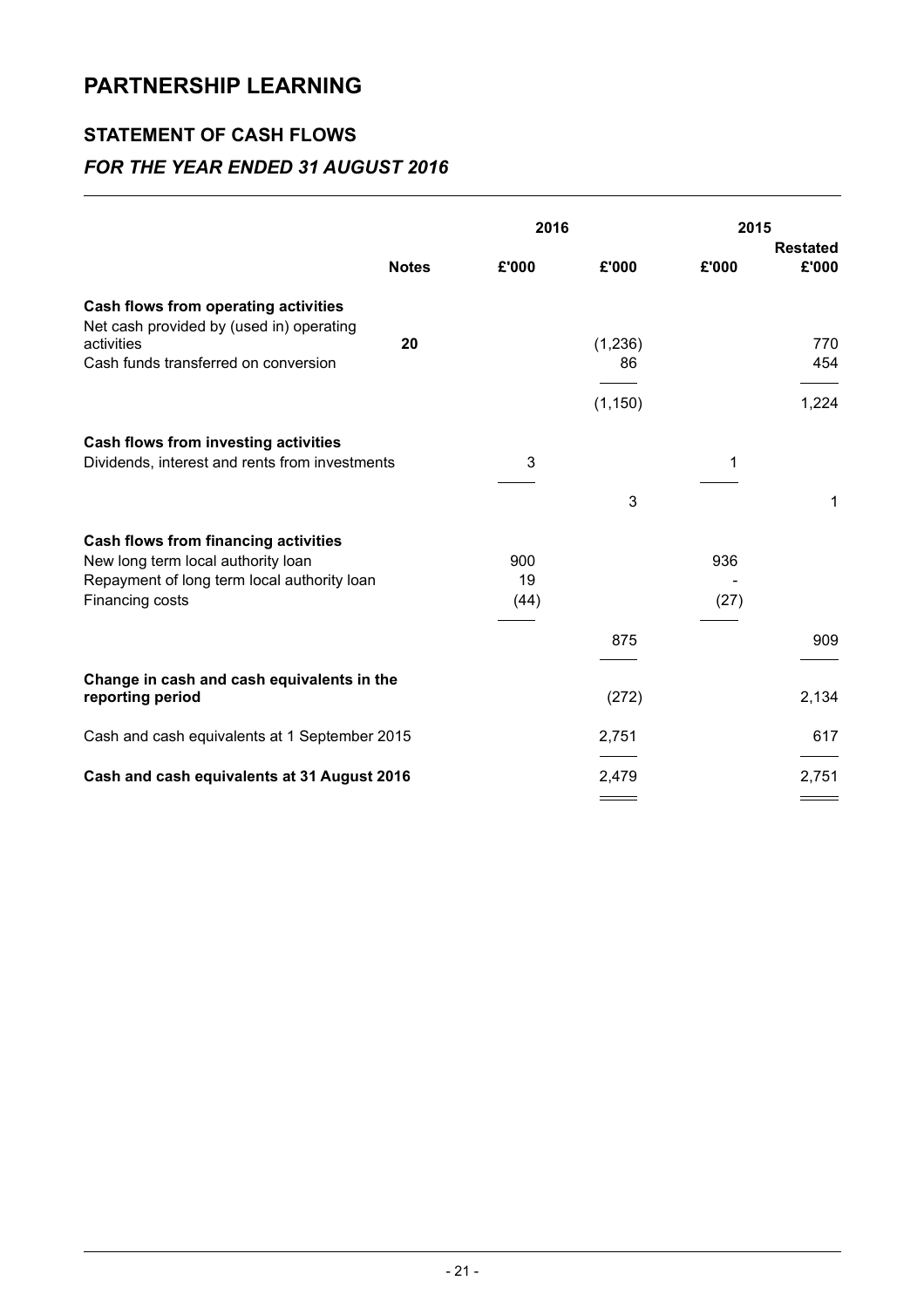# PARTNERSHIP LEARNING

## STATEMENT OF CASH FLOWS

### *FOR THE YEAR ENDED 31 AUGUST 2016*

| | Notes | 2016 £'000 | 2016 £'000 | 2015 £'000 | 2015 Restated £'000 |
|---|---|---|---|---|---|
| **Cash flows from operating activities** | | | | | |
| Net cash provided by (used in) operating activities | 20 | | (1,236) | | 770 |
| Cash funds transferred on conversion | | | 86 | | 454 |
| | | | (1,150) | | 1,224 |
| **Cash flows from investing activities** | | | | | |
| Dividends, interest and rents from investments | | 3 | | 1 | |
| | | | 3 | | 1 |
| **Cash flows from financing activities** | | | | | |
| New long term local authority loan | | 900 | | 936 | |
| Repayment of long term local authority loan | | 19 | | - | |
| Financing costs | | (44) | | (27) | |
| | | | 875 | | 909 |
| **Change in cash and cash equivalents in the reporting period** | | | (272) | | 2,134 |
| Cash and cash equivalents at 1 September 2015 | | | 2,751 | | 617 |
| **Cash and cash equivalents at 31 August 2016** | | | 2,479 | | 2,751 |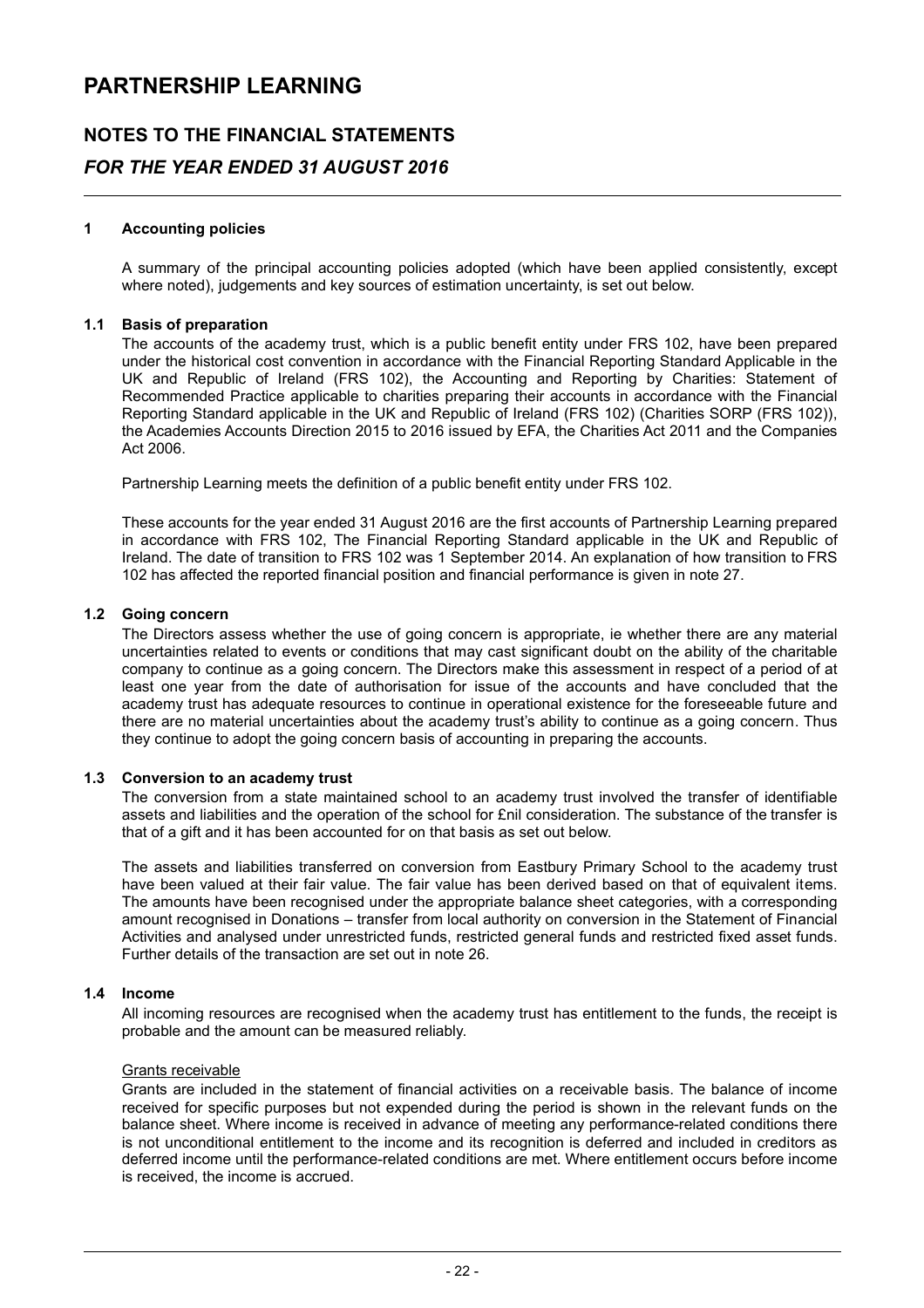# PARTNERSHIP LEARNING

## NOTES TO THE FINANCIAL STATEMENTS

## *FOR THE YEAR ENDED 31 AUGUST 2016*

### 1 Accounting policies

A summary of the principal accounting policies adopted (which have been applied consistently, except where noted), judgements and key sources of estimation uncertainty, is set out below.

### 1.1 Basis of preparation

The accounts of the academy trust, which is a public benefit entity under FRS 102, have been prepared under the historical cost convention in accordance with the Financial Reporting Standard Applicable in the UK and Republic of Ireland (FRS 102), the Accounting and Reporting by Charities: Statement of Recommended Practice applicable to charities preparing their accounts in accordance with the Financial Reporting Standard applicable in the UK and Republic of Ireland (FRS 102) (Charities SORP (FRS 102)), the Academies Accounts Direction 2015 to 2016 issued by EFA, the Charities Act 2011 and the Companies Act 2006.

Partnership Learning meets the definition of a public benefit entity under FRS 102.

These accounts for the year ended 31 August 2016 are the first accounts of Partnership Learning prepared in accordance with FRS 102, The Financial Reporting Standard applicable in the UK and Republic of Ireland. The date of transition to FRS 102 was 1 September 2014. An explanation of how transition to FRS 102 has affected the reported financial position and financial performance is given in note 27.

### 1.2 Going concern

The Directors assess whether the use of going concern is appropriate, ie whether there are any material uncertainties related to events or conditions that may cast significant doubt on the ability of the charitable company to continue as a going concern. The Directors make this assessment in respect of a period of at least one year from the date of authorisation for issue of the accounts and have concluded that the academy trust has adequate resources to continue in operational existence for the foreseeable future and there are no material uncertainties about the academy trust's ability to continue as a going concern. Thus they continue to adopt the going concern basis of accounting in preparing the accounts.

### 1.3 Conversion to an academy trust

The conversion from a state maintained school to an academy trust involved the transfer of identifiable assets and liabilities and the operation of the school for £nil consideration. The substance of the transfer is that of a gift and it has been accounted for on that basis as set out below.

The assets and liabilities transferred on conversion from Eastbury Primary School to the academy trust have been valued at their fair value. The fair value has been derived based on that of equivalent items. The amounts have been recognised under the appropriate balance sheet categories, with a corresponding amount recognised in Donations – transfer from local authority on conversion in the Statement of Financial Activities and analysed under unrestricted funds, restricted general funds and restricted fixed asset funds. Further details of the transaction are set out in note 26.

### 1.4 Income

All incoming resources are recognised when the academy trust has entitlement to the funds, the receipt is probable and the amount can be measured reliably.

Grants receivable

Grants are included in the statement of financial activities on a receivable basis. The balance of income received for specific purposes but not expended during the period is shown in the relevant funds on the balance sheet. Where income is received in advance of meeting any performance-related conditions there is not unconditional entitlement to the income and its recognition is deferred and included in creditors as deferred income until the performance-related conditions are met. Where entitlement occurs before income is received, the income is accrued.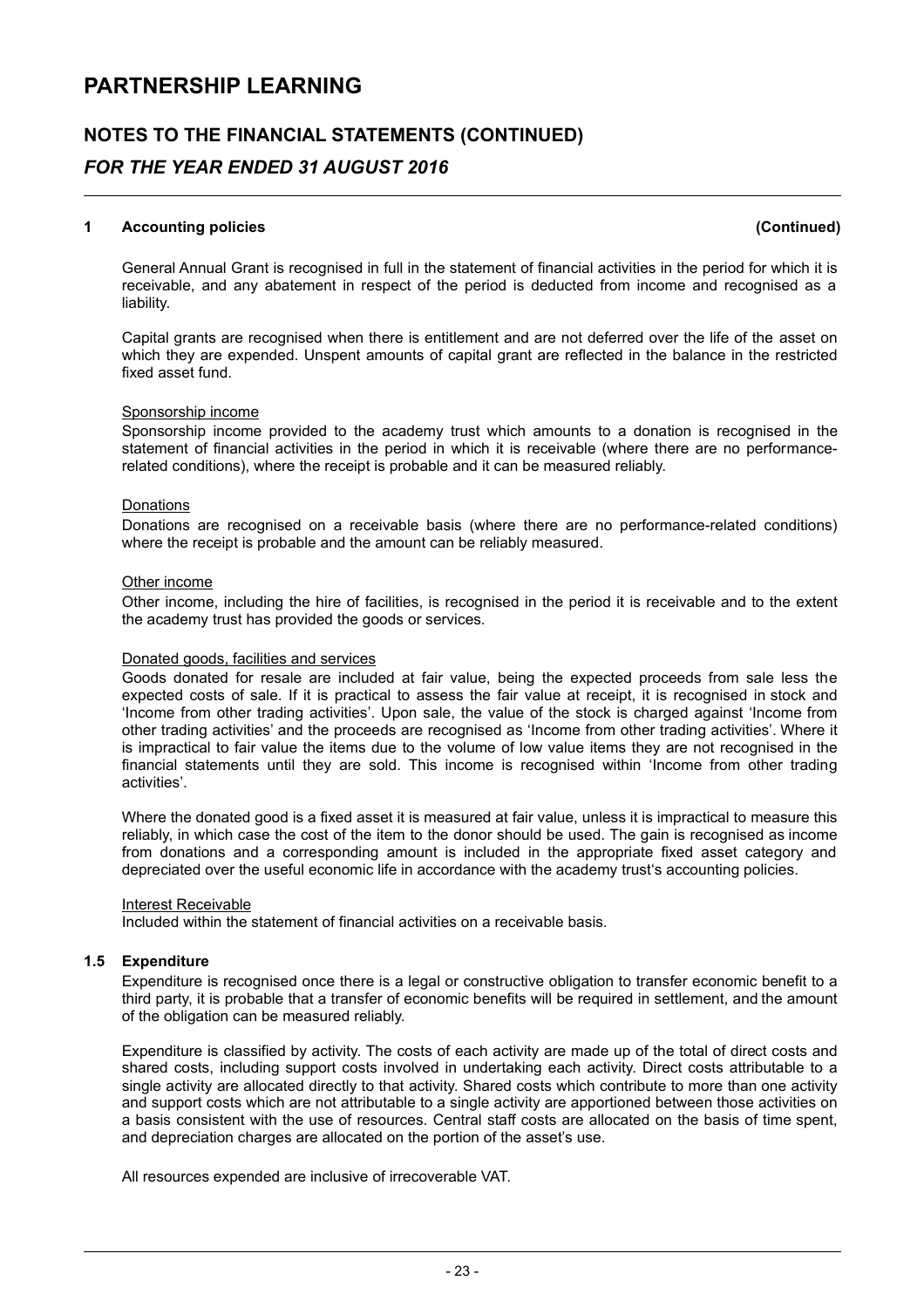# PARTNERSHIP LEARNING

## NOTES TO THE FINANCIAL STATEMENTS (CONTINUED)

## *FOR THE YEAR ENDED 31 AUGUST 2016*

### 1 Accounting policies (Continued)

General Annual Grant is recognised in full in the statement of financial activities in the period for which it is receivable, and any abatement in respect of the period is deducted from income and recognised as a liability.

Capital grants are recognised when there is entitlement and are not deferred over the life of the asset on which they are expended. Unspent amounts of capital grant are reflected in the balance in the restricted fixed asset fund.

Sponsorship income

Sponsorship income provided to the academy trust which amounts to a donation is recognised in the statement of financial activities in the period in which it is receivable (where there are no performance-related conditions), where the receipt is probable and it can be measured reliably.

Donations

Donations are recognised on a receivable basis (where there are no performance-related conditions) where the receipt is probable and the amount can be reliably measured.

Other income

Other income, including the hire of facilities, is recognised in the period it is receivable and to the extent the academy trust has provided the goods or services.

Donated goods, facilities and services

Goods donated for resale are included at fair value, being the expected proceeds from sale less the expected costs of sale. If it is practical to assess the fair value at receipt, it is recognised in stock and 'Income from other trading activities'. Upon sale, the value of the stock is charged against 'Income from other trading activities' and the proceeds are recognised as 'Income from other trading activities'. Where it is impractical to fair value the items due to the volume of low value items they are not recognised in the financial statements until they are sold. This income is recognised within 'Income from other trading activities'.

Where the donated good is a fixed asset it is measured at fair value, unless it is impractical to measure this reliably, in which case the cost of the item to the donor should be used. The gain is recognised as income from donations and a corresponding amount is included in the appropriate fixed asset category and depreciated over the useful economic life in accordance with the academy trust's accounting policies.

Interest Receivable

Included within the statement of financial activities on a receivable basis.

### 1.5 Expenditure

Expenditure is recognised once there is a legal or constructive obligation to transfer economic benefit to a third party, it is probable that a transfer of economic benefits will be required in settlement, and the amount of the obligation can be measured reliably.

Expenditure is classified by activity. The costs of each activity are made up of the total of direct costs and shared costs, including support costs involved in undertaking each activity. Direct costs attributable to a single activity are allocated directly to that activity. Shared costs which contribute to more than one activity and support costs which are not attributable to a single activity are apportioned between those activities on a basis consistent with the use of resources. Central staff costs are allocated on the basis of time spent, and depreciation charges are allocated on the portion of the asset's use.

All resources expended are inclusive of irrecoverable VAT.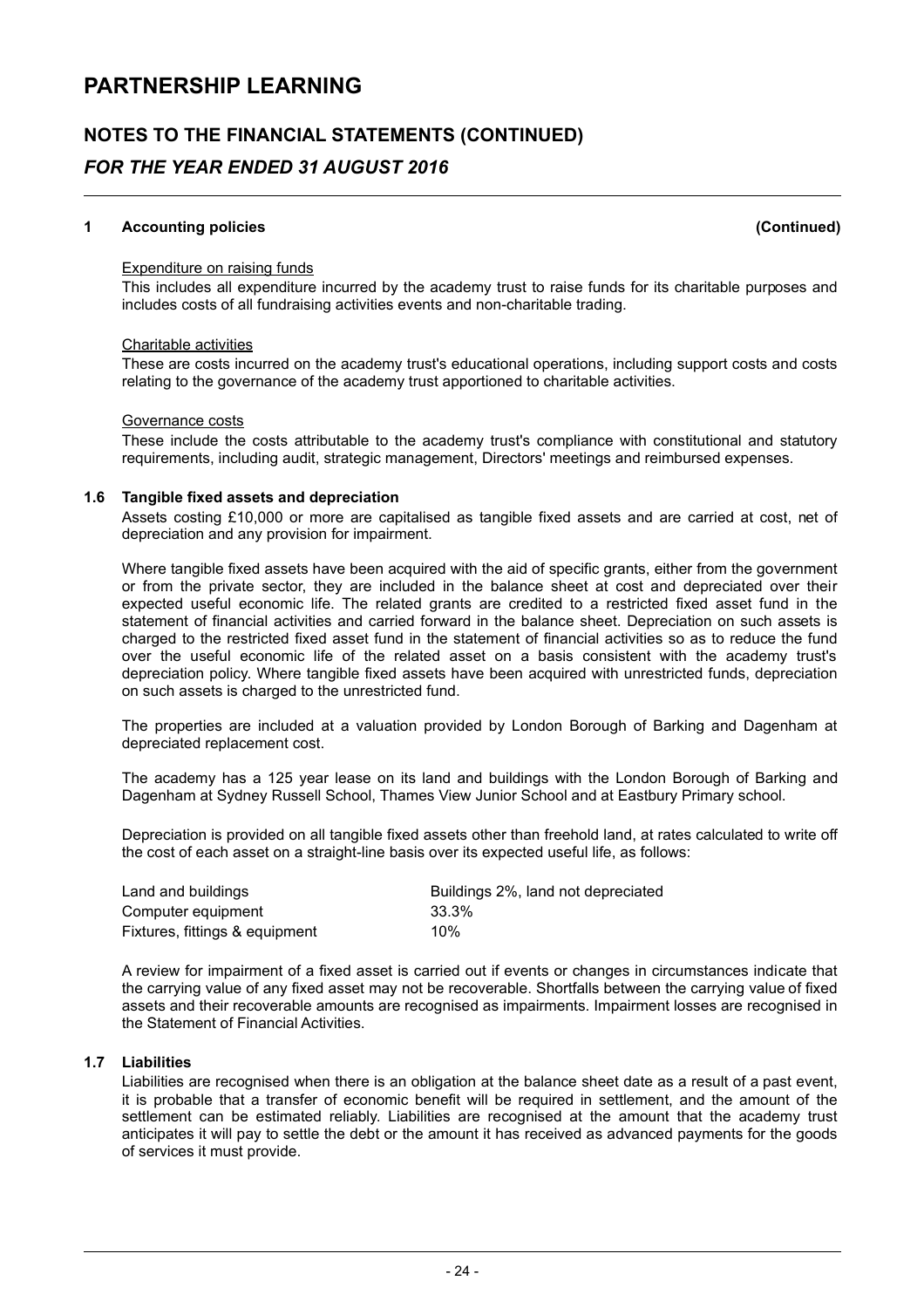# PARTNERSHIP LEARNING

## NOTES TO THE FINANCIAL STATEMENTS (CONTINUED)

### *FOR THE YEAR ENDED 31 AUGUST 2016*

**1 Accounting policies (Continued)**

Expenditure on raising funds

This includes all expenditure incurred by the academy trust to raise funds for its charitable purposes and includes costs of all fundraising activities events and non-charitable trading.

Charitable activities

These are costs incurred on the academy trust's educational operations, including support costs and costs relating to the governance of the academy trust apportioned to charitable activities.

Governance costs

These include the costs attributable to the academy trust's compliance with constitutional and statutory requirements, including audit, strategic management, Directors' meetings and reimbursed expenses.

**1.6 Tangible fixed assets and depreciation**

Assets costing £10,000 or more are capitalised as tangible fixed assets and are carried at cost, net of depreciation and any provision for impairment.

Where tangible fixed assets have been acquired with the aid of specific grants, either from the government or from the private sector, they are included in the balance sheet at cost and depreciated over their expected useful economic life. The related grants are credited to a restricted fixed asset fund in the statement of financial activities and carried forward in the balance sheet. Depreciation on such assets is charged to the restricted fixed asset fund in the statement of financial activities so as to reduce the fund over the useful economic life of the related asset on a basis consistent with the academy trust's depreciation policy. Where tangible fixed assets have been acquired with unrestricted funds, depreciation on such assets is charged to the unrestricted fund.

The properties are included at a valuation provided by London Borough of Barking and Dagenham at depreciated replacement cost.

The academy has a 125 year lease on its land and buildings with the London Borough of Barking and Dagenham at Sydney Russell School, Thames View Junior School and at Eastbury Primary school.

Depreciation is provided on all tangible fixed assets other than freehold land, at rates calculated to write off the cost of each asset on a straight-line basis over its expected useful life, as follows:

| | |
|---|---|
| Land and buildings | Buildings 2%, land not depreciated |
| Computer equipment | 33.3% |
| Fixtures, fittings & equipment | 10% |

A review for impairment of a fixed asset is carried out if events or changes in circumstances indicate that the carrying value of any fixed asset may not be recoverable. Shortfalls between the carrying value of fixed assets and their recoverable amounts are recognised as impairments. Impairment losses are recognised in the Statement of Financial Activities.

**1.7 Liabilities**

Liabilities are recognised when there is an obligation at the balance sheet date as a result of a past event, it is probable that a transfer of economic benefit will be required in settlement, and the amount of the settlement can be estimated reliably. Liabilities are recognised at the amount that the academy trust anticipates it will pay to settle the debt or the amount it has received as advanced payments for the goods of services it must provide.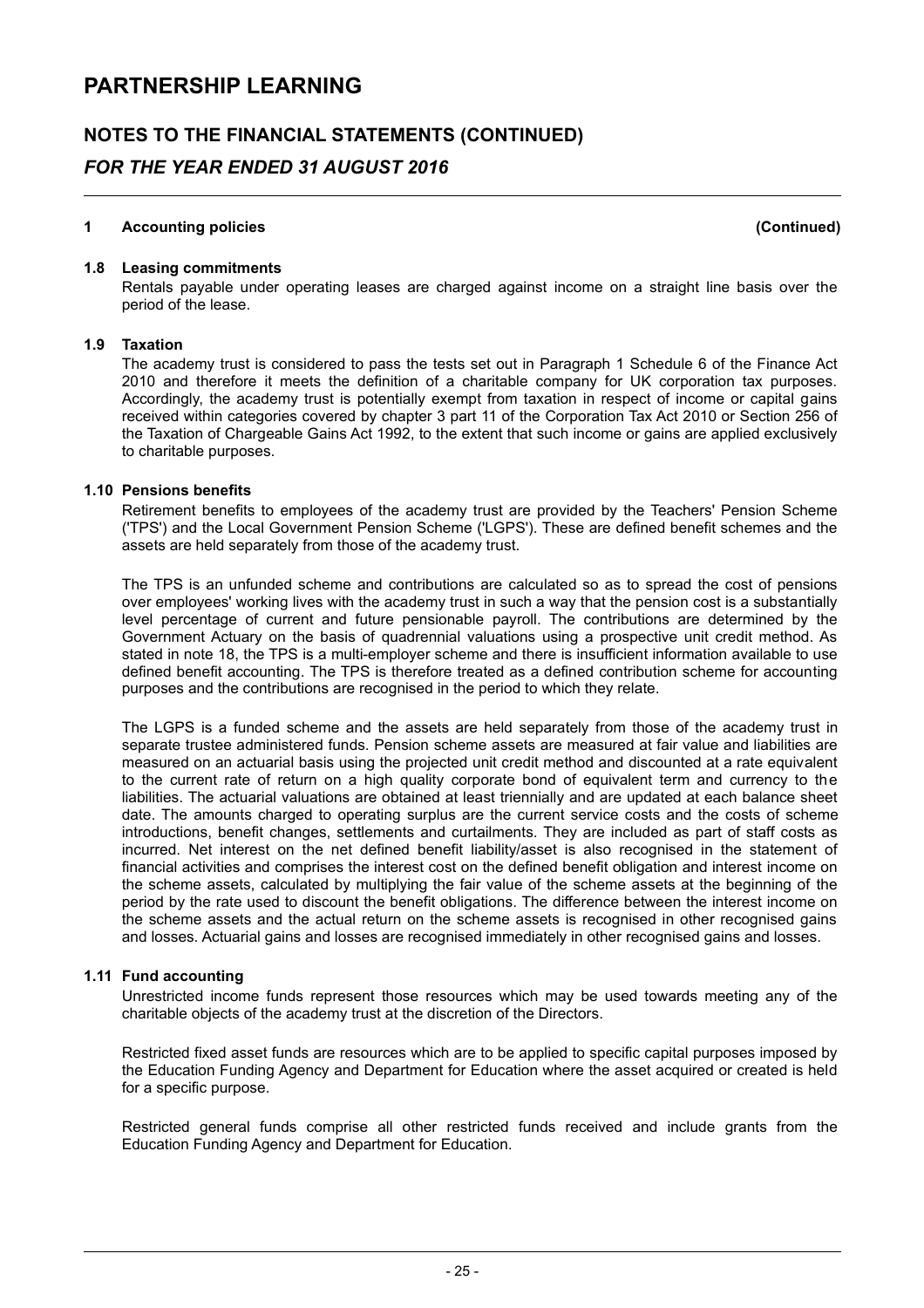# PARTNERSHIP LEARNING

## NOTES TO THE FINANCIAL STATEMENTS (CONTINUED)

### *FOR THE YEAR ENDED 31 AUGUST 2016*

**1 Accounting policies (Continued)**

**1.8 Leasing commitments**

Rentals payable under operating leases are charged against income on a straight line basis over the period of the lease.

**1.9 Taxation**

The academy trust is considered to pass the tests set out in Paragraph 1 Schedule 6 of the Finance Act 2010 and therefore it meets the definition of a charitable company for UK corporation tax purposes. Accordingly, the academy trust is potentially exempt from taxation in respect of income or capital gains received within categories covered by chapter 3 part 11 of the Corporation Tax Act 2010 or Section 256 of the Taxation of Chargeable Gains Act 1992, to the extent that such income or gains are applied exclusively to charitable purposes.

**1.10 Pensions benefits**

Retirement benefits to employees of the academy trust are provided by the Teachers' Pension Scheme ('TPS') and the Local Government Pension Scheme ('LGPS'). These are defined benefit schemes and the assets are held separately from those of the academy trust.

The TPS is an unfunded scheme and contributions are calculated so as to spread the cost of pensions over employees' working lives with the academy trust in such a way that the pension cost is a substantially level percentage of current and future pensionable payroll. The contributions are determined by the Government Actuary on the basis of quadrennial valuations using a prospective unit credit method. As stated in note 18, the TPS is a multi-employer scheme and there is insufficient information available to use defined benefit accounting. The TPS is therefore treated as a defined contribution scheme for accounting purposes and the contributions are recognised in the period to which they relate.

The LGPS is a funded scheme and the assets are held separately from those of the academy trust in separate trustee administered funds. Pension scheme assets are measured at fair value and liabilities are measured on an actuarial basis using the projected unit credit method and discounted at a rate equivalent to the current rate of return on a high quality corporate bond of equivalent term and currency to the liabilities. The actuarial valuations are obtained at least triennially and are updated at each balance sheet date. The amounts charged to operating surplus are the current service costs and the costs of scheme introductions, benefit changes, settlements and curtailments. They are included as part of staff costs as incurred. Net interest on the net defined benefit liability/asset is also recognised in the statement of financial activities and comprises the interest cost on the defined benefit obligation and interest income on the scheme assets, calculated by multiplying the fair value of the scheme assets at the beginning of the period by the rate used to discount the benefit obligations. The difference between the interest income on the scheme assets and the actual return on the scheme assets is recognised in other recognised gains and losses. Actuarial gains and losses are recognised immediately in other recognised gains and losses.

**1.11 Fund accounting**

Unrestricted income funds represent those resources which may be used towards meeting any of the charitable objects of the academy trust at the discretion of the Directors.

Restricted fixed asset funds are resources which are to be applied to specific capital purposes imposed by the Education Funding Agency and Department for Education where the asset acquired or created is held for a specific purpose.

Restricted general funds comprise all other restricted funds received and include grants from the Education Funding Agency and Department for Education.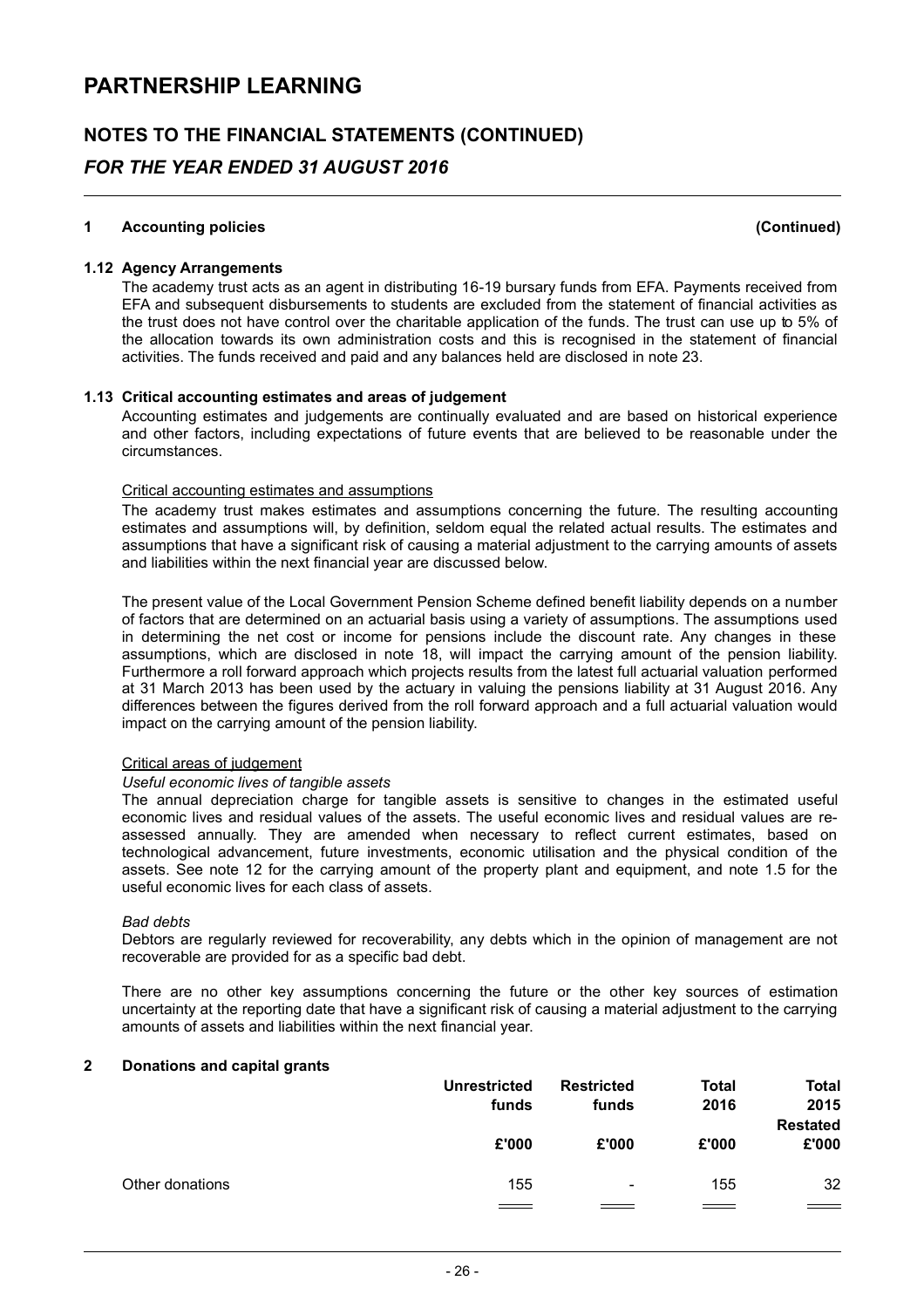# PARTNERSHIP LEARNING

## NOTES TO THE FINANCIAL STATEMENTS (CONTINUED)

## *FOR THE YEAR ENDED 31 AUGUST 2016*

### 1 Accounting policies (Continued)

#### 1.12 Agency Arrangements

The academy trust acts as an agent in distributing 16-19 bursary funds from EFA. Payments received from EFA and subsequent disbursements to students are excluded from the statement of financial activities as the trust does not have control over the charitable application of the funds. The trust can use up to 5% of the allocation towards its own administration costs and this is recognised in the statement of financial activities. The funds received and paid and any balances held are disclosed in note 23.

#### 1.13 Critical accounting estimates and areas of judgement

Accounting estimates and judgements are continually evaluated and are based on historical experience and other factors, including expectations of future events that are believed to be reasonable under the circumstances.

Critical accounting estimates and assumptions

The academy trust makes estimates and assumptions concerning the future. The resulting accounting estimates and assumptions will, by definition, seldom equal the related actual results. The estimates and assumptions that have a significant risk of causing a material adjustment to the carrying amounts of assets and liabilities within the next financial year are discussed below.

The present value of the Local Government Pension Scheme defined benefit liability depends on a number of factors that are determined on an actuarial basis using a variety of assumptions. The assumptions used in determining the net cost or income for pensions include the discount rate. Any changes in these assumptions, which are disclosed in note 18, will impact the carrying amount of the pension liability. Furthermore a roll forward approach which projects results from the latest full actuarial valuation performed at 31 March 2013 has been used by the actuary in valuing the pensions liability at 31 August 2016. Any differences between the figures derived from the roll forward approach and a full actuarial valuation would impact on the carrying amount of the pension liability.

Critical areas of judgement

*Useful economic lives of tangible assets*

The annual depreciation charge for tangible assets is sensitive to changes in the estimated useful economic lives and residual values of the assets. The useful economic lives and residual values are re-assessed annually. They are amended when necessary to reflect current estimates, based on technological advancement, future investments, economic utilisation and the physical condition of the assets. See note 12 for the carrying amount of the property plant and equipment, and note 1.5 for the useful economic lives for each class of assets.

*Bad debts*

Debtors are regularly reviewed for recoverability, any debts which in the opinion of management are not recoverable are provided for as a specific bad debt.

There are no other key assumptions concerning the future or the other key sources of estimation uncertainty at the reporting date that have a significant risk of causing a material adjustment to the carrying amounts of assets and liabilities within the next financial year.

### 2 Donations and capital grants

| | Unrestricted funds | Restricted funds | Total 2016 | Total 2015 Restated |
|---|---|---|---|---|
| | £'000 | £'000 | £'000 | £'000 |
| Other donations | 155 | - | 155 | 32 |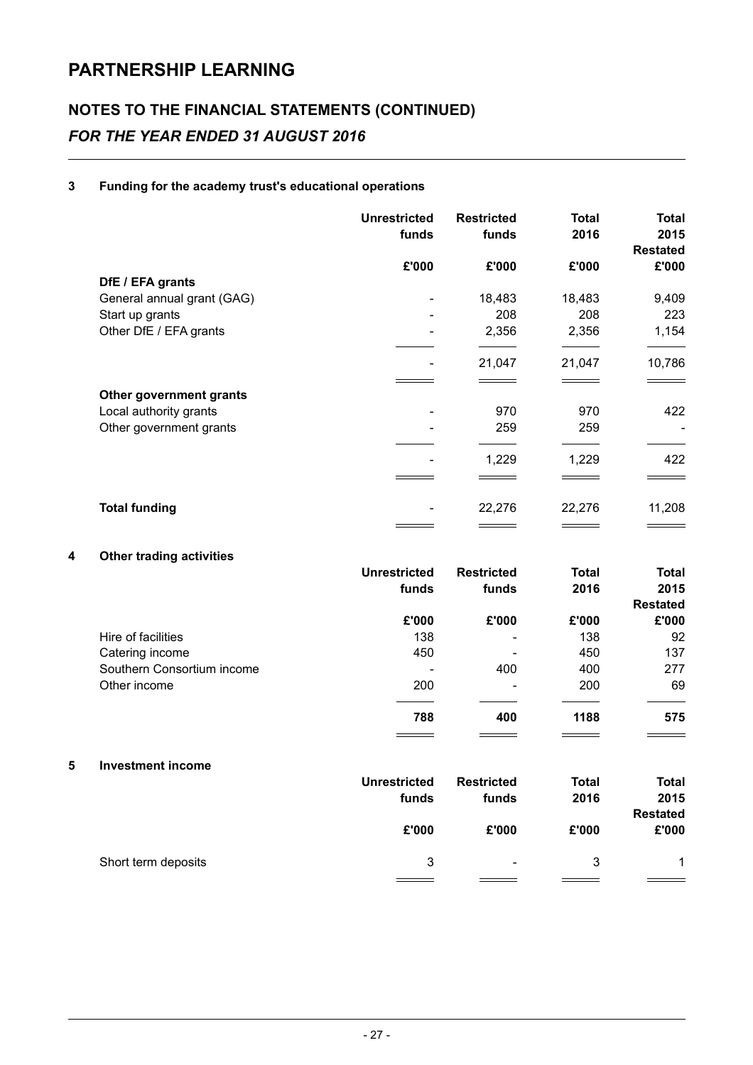# PARTNERSHIP LEARNING

## NOTES TO THE FINANCIAL STATEMENTS (CONTINUED)

### *FOR THE YEAR ENDED 31 AUGUST 2016*

**3 Funding for the academy trust's educational operations**

| | Unrestricted funds | Restricted funds | Total 2016 | Total 2015 Restated |
|---|---|---|---|---|
| | £'000 | £'000 | £'000 | £'000 |
| **DfE / EFA grants** | | | | |
| General annual grant (GAG) | - | 18,483 | 18,483 | 9,409 |
| Start up grants | - | 208 | 208 | 223 |
| Other DfE / EFA grants | - | 2,356 | 2,356 | 1,154 |
| | - | 21,047 | 21,047 | 10,786 |
| **Other government grants** | | | | |
| Local authority grants | - | 970 | 970 | 422 |
| Other government grants | - | 259 | 259 | - |
| | - | 1,229 | 1,229 | 422 |
| **Total funding** | - | 22,276 | 22,276 | 11,208 |

**4 Other trading activities**

| | Unrestricted funds | Restricted funds | Total 2016 | Total 2015 Restated |
|---|---|---|---|---|
| | £'000 | £'000 | £'000 | £'000 |
| Hire of facilities | 138 | - | 138 | 92 |
| Catering income | 450 | - | 450 | 137 |
| Southern Consortium income | - | 400 | 400 | 277 |
| Other income | 200 | - | 200 | 69 |
| | **788** | **400** | **1188** | **575** |

**5 Investment income**

| | Unrestricted funds | Restricted funds | Total 2016 | Total 2015 Restated |
|---|---|---|---|---|
| | £'000 | £'000 | £'000 | £'000 |
| Short term deposits | 3 | - | 3 | 1 |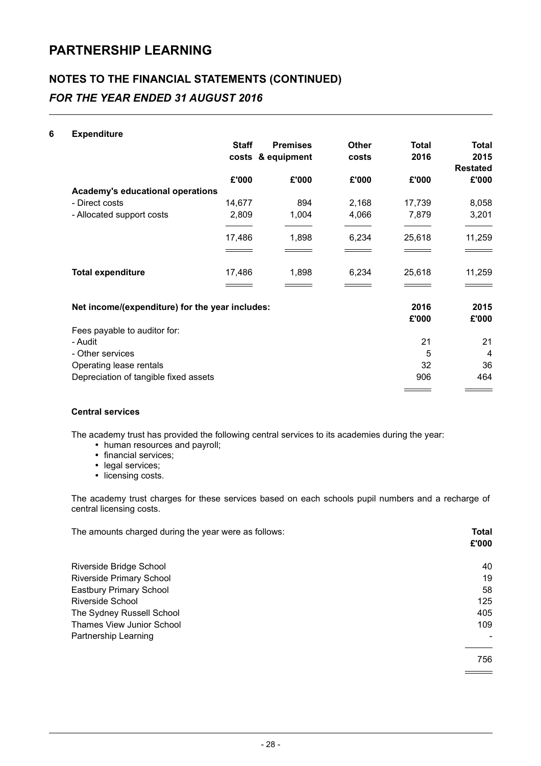# PARTNERSHIP LEARNING

## NOTES TO THE FINANCIAL STATEMENTS (CONTINUED)

### *FOR THE YEAR ENDED 31 AUGUST 2016*

**6 Expenditure**

| | Staff costs | Premises & equipment | Other costs | Total 2016 | Total 2015 Restated |
|---|---|---|---|---|---|
| | £'000 | £'000 | £'000 | £'000 | £'000 |
| **Academy's educational operations** | | | | | |
| - Direct costs | 14,677 | 894 | 2,168 | 17,739 | 8,058 |
| - Allocated support costs | 2,809 | 1,004 | 4,066 | 7,879 | 3,201 |
| | 17,486 | 1,898 | 6,234 | 25,618 | 11,259 |
| **Total expenditure** | 17,486 | 1,898 | 6,234 | 25,618 | 11,259 |

| Net income/(expenditure) for the year includes: | 2016 | 2015 |
|---|---|---|
| | £'000 | £'000 |
| Fees payable to auditor for: | | |
| - Audit | 21 | 21 |
| - Other services | 5 | 4 |
| Operating lease rentals | 32 | 36 |
| Depreciation of tangible fixed assets | 906 | 464 |

**Central services**

The academy trust has provided the following central services to its academies during the year:

- human resources and payroll;
- financial services;
- legal services;
- licensing costs.

The academy trust charges for these services based on each schools pupil numbers and a recharge of central licensing costs.

| The amounts charged during the year were as follows: | Total |
|---|---|
| | £'000 |
| Riverside Bridge School | 40 |
| Riverside Primary School | 19 |
| Eastbury Primary School | 58 |
| Riverside School | 125 |
| The Sydney Russell School | 405 |
| Thames View Junior School | 109 |
| Partnership Learning | - |
| | 756 |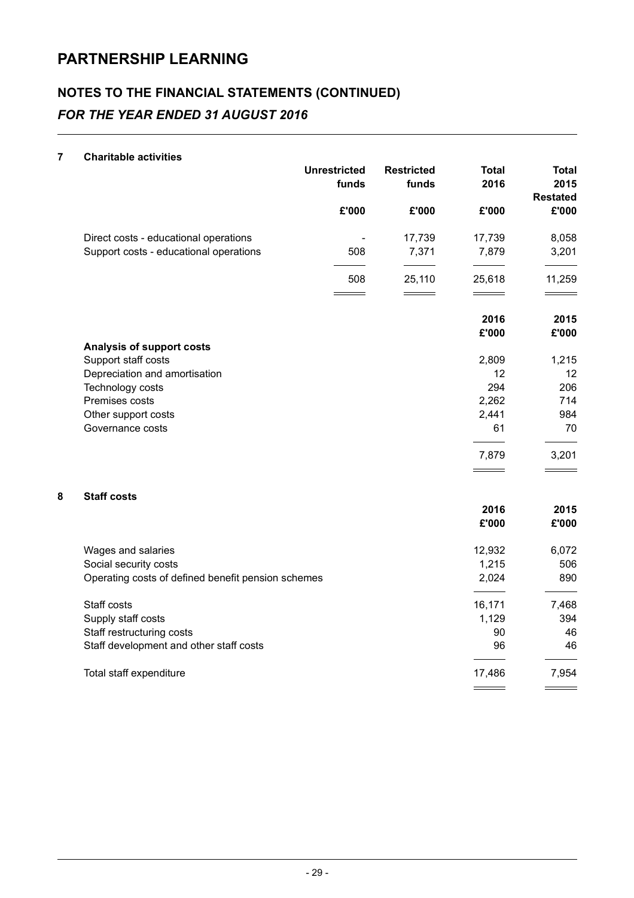# PARTNERSHIP LEARNING

## NOTES TO THE FINANCIAL STATEMENTS (CONTINUED)

### *FOR THE YEAR ENDED 31 AUGUST 2016*

**7 Charitable activities**

| | Unrestricted funds | Restricted funds | Total 2016 | Total 2015 Restated |
|---|---|---|---|---|
| | £'000 | £'000 | £'000 | £'000 |
| Direct costs - educational operations | - | 17,739 | 17,739 | 8,058 |
| Support costs - educational operations | 508 | 7,371 | 7,879 | 3,201 |
| | 508 | 25,110 | 25,618 | 11,259 |

| | 2016 | 2015 |
|---|---|---|
| | £'000 | £'000 |
| **Analysis of support costs** | | |
| Support staff costs | 2,809 | 1,215 |
| Depreciation and amortisation | 12 | 12 |
| Technology costs | 294 | 206 |
| Premises costs | 2,262 | 714 |
| Other support costs | 2,441 | 984 |
| Governance costs | 61 | 70 |
| | 7,879 | 3,201 |

**8 Staff costs**

| | 2016 | 2015 |
|---|---|---|
| | £'000 | £'000 |
| Wages and salaries | 12,932 | 6,072 |
| Social security costs | 1,215 | 506 |
| Operating costs of defined benefit pension schemes | 2,024 | 890 |
| Staff costs | 16,171 | 7,468 |
| Supply staff costs | 1,129 | 394 |
| Staff restructuring costs | 90 | 46 |
| Staff development and other staff costs | 96 | 46 |
| Total staff expenditure | 17,486 | 7,954 |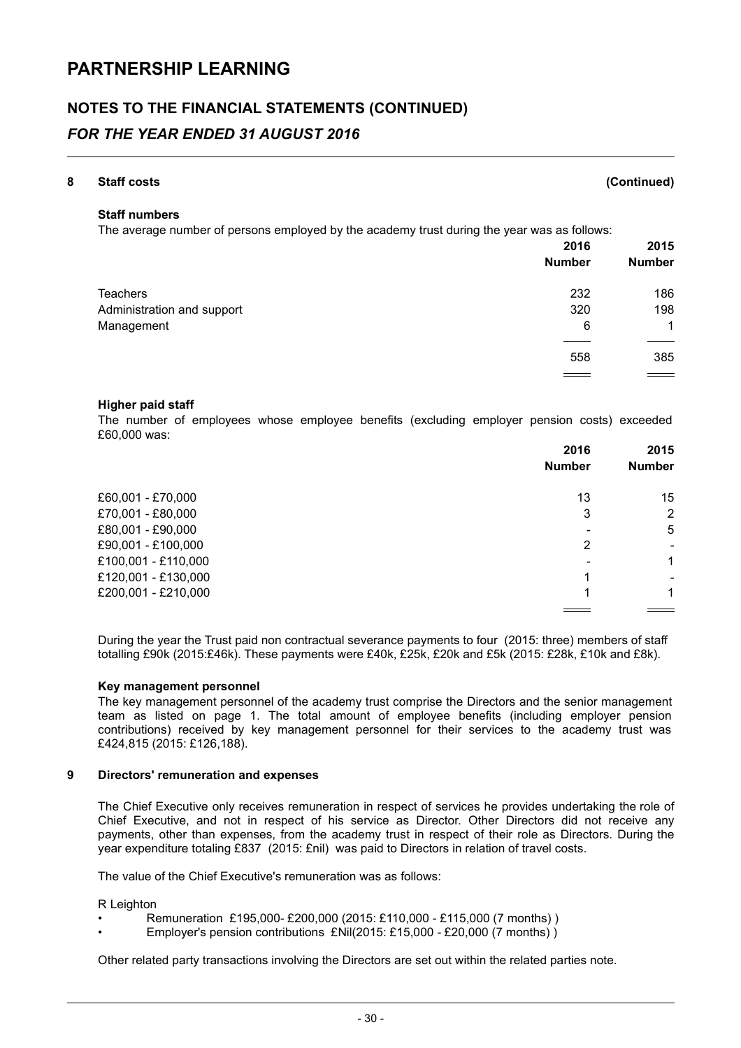# PARTNERSHIP LEARNING

## NOTES TO THE FINANCIAL STATEMENTS (CONTINUED)

### *FOR THE YEAR ENDED 31 AUGUST 2016*

**8 Staff costs (Continued)**

**Staff numbers**

The average number of persons employed by the academy trust during the year was as follows:

| | 2016 Number | 2015 Number |
|---|---|---|
| Teachers | 232 | 186 |
| Administration and support | 320 | 198 |
| Management | 6 | 1 |
| | 558 | 385 |

**Higher paid staff**

The number of employees whose employee benefits (excluding employer pension costs) exceeded £60,000 was:

| | 2016 Number | 2015 Number |
|---|---|---|
| £60,001 - £70,000 | 13 | 15 |
| £70,001 - £80,000 | 3 | 2 |
| £80,001 - £90,000 | - | 5 |
| £90,001 - £100,000 | 2 | - |
| £100,001 - £110,000 | - | 1 |
| £120,001 - £130,000 | 1 | - |
| £200,001 - £210,000 | 1 | 1 |

During the year the Trust paid non contractual severance payments to four (2015: three) members of staff totalling £90k (2015:£46k). These payments were £40k, £25k, £20k and £5k (2015: £28k, £10k and £8k).

**Key management personnel**

The key management personnel of the academy trust comprise the Directors and the senior management team as listed on page 1. The total amount of employee benefits (including employer pension contributions) received by key management personnel for their services to the academy trust was £424,815 (2015: £126,188).

**9 Directors' remuneration and expenses**

The Chief Executive only receives remuneration in respect of services he provides undertaking the role of Chief Executive, and not in respect of his service as Director. Other Directors did not receive any payments, other than expenses, from the academy trust in respect of their role as Directors. During the year expenditure totaling £837 (2015: £nil) was paid to Directors in relation of travel costs.

The value of the Chief Executive's remuneration was as follows:

R Leighton

- Remuneration £195,000- £200,000 (2015: £110,000 - £115,000 (7 months) )
- Employer's pension contributions £Nil(2015: £15,000 - £20,000 (7 months) )

Other related party transactions involving the Directors are set out within the related parties note.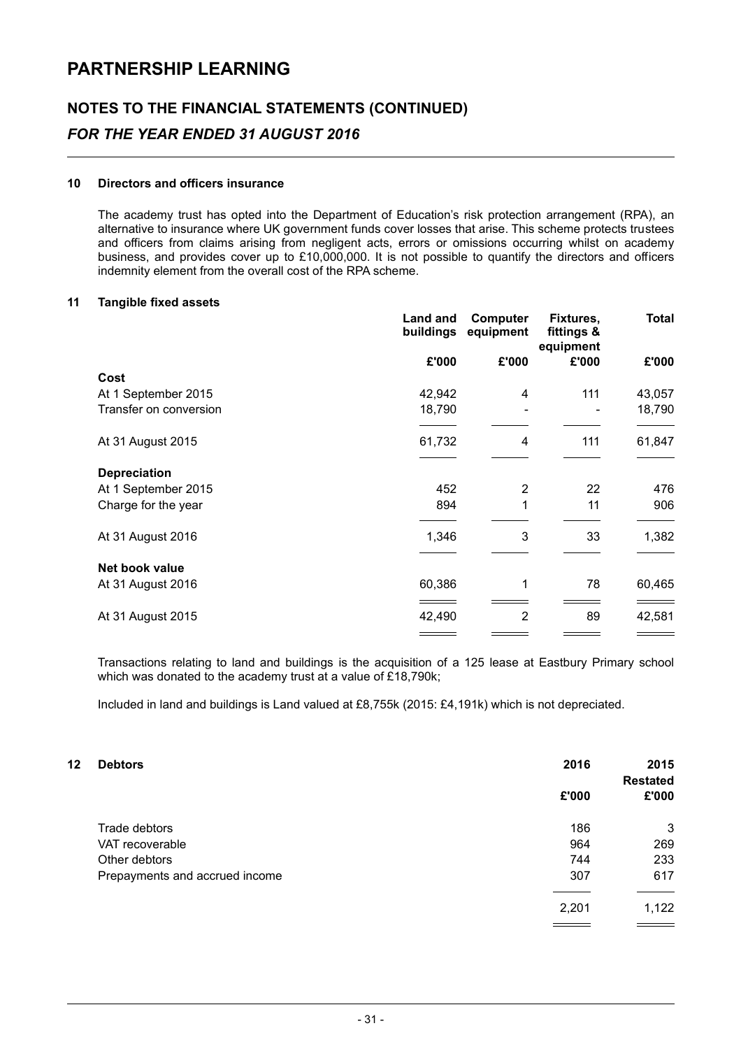# PARTNERSHIP LEARNING

## NOTES TO THE FINANCIAL STATEMENTS (CONTINUED)

### *FOR THE YEAR ENDED 31 AUGUST 2016*

**10 Directors and officers insurance**

The academy trust has opted into the Department of Education's risk protection arrangement (RPA), an alternative to insurance where UK government funds cover losses that arise. This scheme protects trustees and officers from claims arising from negligent acts, errors or omissions occurring whilst on academy business, and provides cover up to £10,000,000. It is not possible to quantify the directors and officers indemnity element from the overall cost of the RPA scheme.

**11 Tangible fixed assets**

| | Land and buildings | Computer equipment | Fixtures, fittings & equipment | Total |
|---|---|---|---|---|
| | £'000 | £'000 | £'000 | £'000 |
| **Cost** | | | | |
| At 1 September 2015 | 42,942 | 4 | 111 | 43,057 |
| Transfer on conversion | 18,790 | - | - | 18,790 |
| At 31 August 2015 | 61,732 | 4 | 111 | 61,847 |
| **Depreciation** | | | | |
| At 1 September 2015 | 452 | 2 | 22 | 476 |
| Charge for the year | 894 | 1 | 11 | 906 |
| At 31 August 2016 | 1,346 | 3 | 33 | 1,382 |
| **Net book value** | | | | |
| At 31 August 2016 | 60,386 | 1 | 78 | 60,465 |
| At 31 August 2015 | 42,490 | 2 | 89 | 42,581 |

Transactions relating to land and buildings is the acquisition of a 125 lease at Eastbury Primary school which was donated to the academy trust at a value of £18,790k;

Included in land and buildings is Land valued at £8,755k (2015: £4,191k) which is not depreciated.

**12 Debtors**

| | 2016 | 2015 Restated |
|---|---|---|
| | £'000 | £'000 |
| Trade debtors | 186 | 3 |
| VAT recoverable | 964 | 269 |
| Other debtors | 744 | 233 |
| Prepayments and accrued income | 307 | 617 |
| | 2,201 | 1,122 |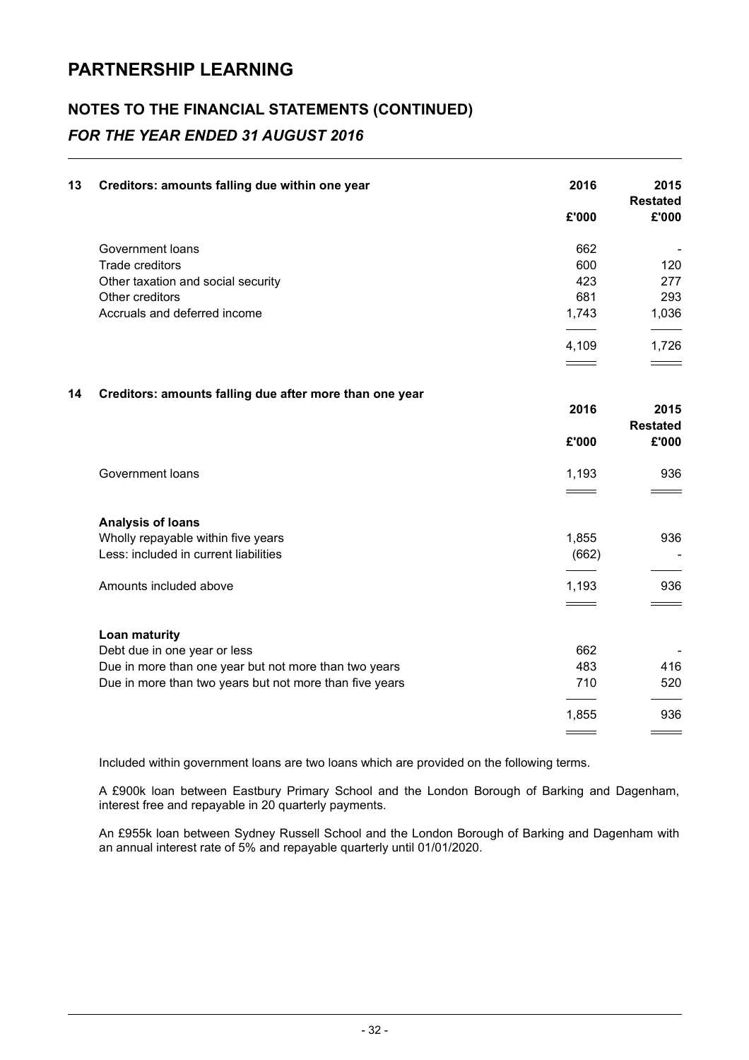# PARTNERSHIP LEARNING

## NOTES TO THE FINANCIAL STATEMENTS (CONTINUED)

### *FOR THE YEAR ENDED 31 AUGUST 2016*

**13 Creditors: amounts falling due within one year**

| | 2016 | 2015 Restated |
|---|---|---|
| | £'000 | £'000 |
| Government loans | 662 | - |
| Trade creditors | 600 | 120 |
| Other taxation and social security | 423 | 277 |
| Other creditors | 681 | 293 |
| Accruals and deferred income | 1,743 | 1,036 |
| | 4,109 | 1,726 |

**14 Creditors: amounts falling due after more than one year**

| | 2016 | 2015 Restated |
|---|---|---|
| | £'000 | £'000 |
| Government loans | 1,193 | 936 |
| | | |
| **Analysis of loans** | | |
| Wholly repayable within five years | 1,855 | 936 |
| Less: included in current liabilities | (662) | - |
| Amounts included above | 1,193 | 936 |
| | | |
| **Loan maturity** | | |
| Debt due in one year or less | 662 | - |
| Due in more than one year but not more than two years | 483 | 416 |
| Due in more than two years but not more than five years | 710 | 520 |
| | 1,855 | 936 |

Included within government loans are two loans which are provided on the following terms.

A £900k loan between Eastbury Primary School and the London Borough of Barking and Dagenham, interest free and repayable in 20 quarterly payments.

An £955k loan between Sydney Russell School and the London Borough of Barking and Dagenham with an annual interest rate of 5% and repayable quarterly until 01/01/2020.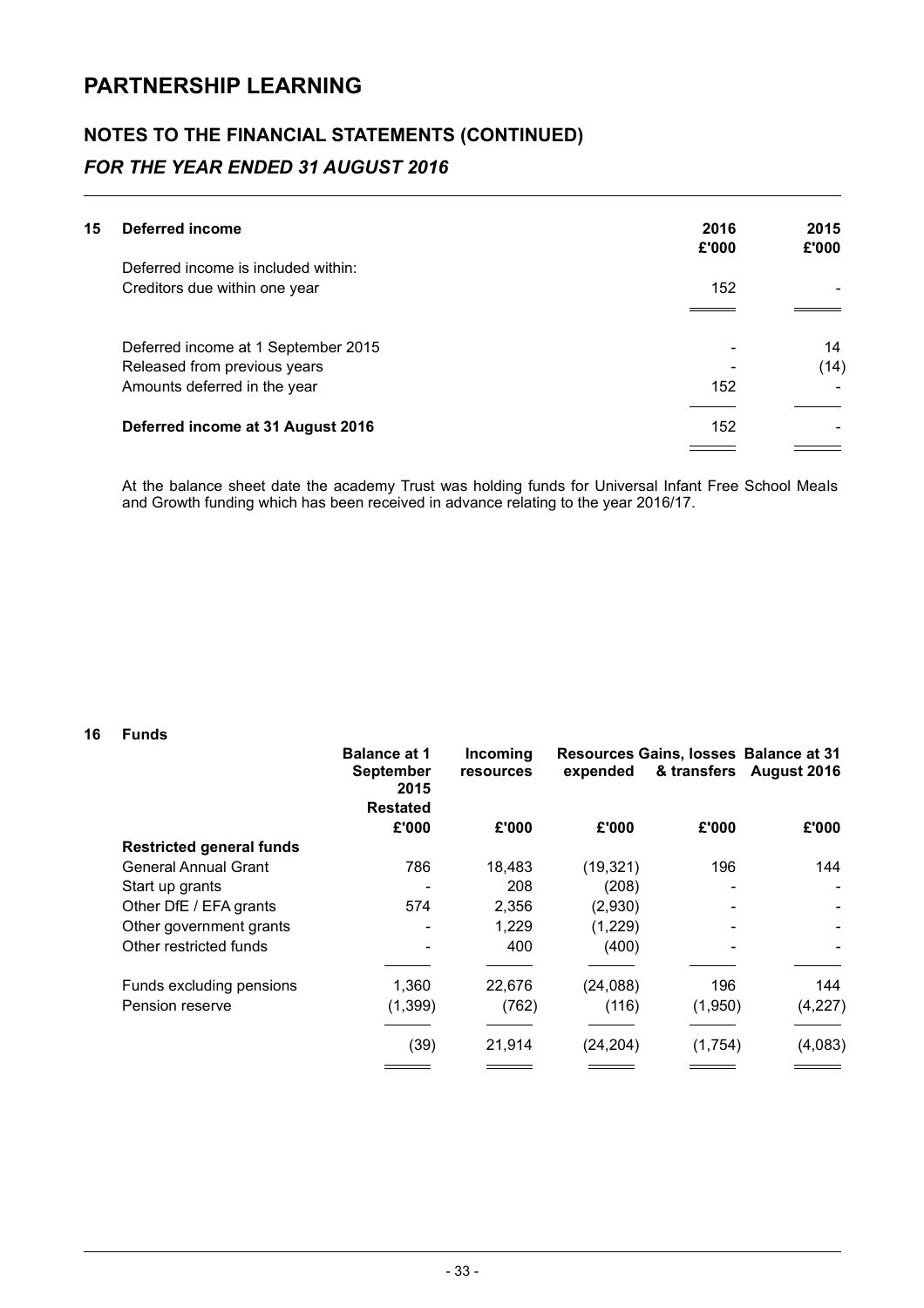# PARTNERSHIP LEARNING

## NOTES TO THE FINANCIAL STATEMENTS (CONTINUED)

### *FOR THE YEAR ENDED 31 AUGUST 2016*

**15 Deferred income**

| | 2016<br>£'000 | 2015<br>£'000 |
|---|---|---|
| Deferred income is included within: | | |
| Creditors due within one year | 152 | - |
| | | |
| Deferred income at 1 September 2015 | - | 14 |
| Released from previous years | - | (14) |
| Amounts deferred in the year | 152 | - |
| **Deferred income at 31 August 2016** | 152 | - |

At the balance sheet date the academy Trust was holding funds for Universal Infant Free School Meals and Growth funding which has been received in advance relating to the year 2016/17.

**16 Funds**

| | Balance at 1 September 2015 Restated | Incoming resources | Resources expended | Gains, losses & transfers | Balance at 31 August 2016 |
|---|---|---|---|---|---|
| | £'000 | £'000 | £'000 | £'000 | £'000 |
| **Restricted general funds** | | | | | |
| General Annual Grant | 786 | 18,483 | (19,321) | 196 | 144 |
| Start up grants | - | 208 | (208) | - | - |
| Other DfE / EFA grants | 574 | 2,356 | (2,930) | - | - |
| Other government grants | - | 1,229 | (1,229) | - | - |
| Other restricted funds | - | 400 | (400) | - | - |
| Funds excluding pensions | 1,360 | 22,676 | (24,088) | 196 | 144 |
| Pension reserve | (1,399) | (762) | (116) | (1,950) | (4,227) |
| | (39) | 21,914 | (24,204) | (1,754) | (4,083) |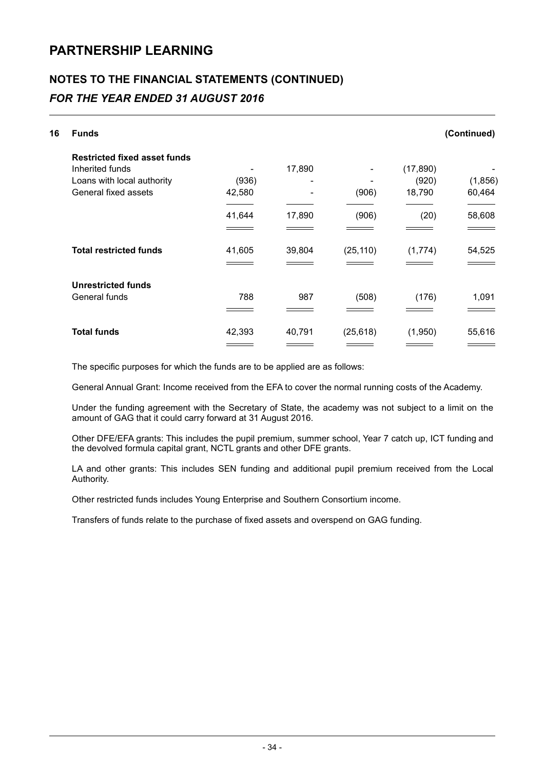# PARTNERSHIP LEARNING

## NOTES TO THE FINANCIAL STATEMENTS (CONTINUED)

### *FOR THE YEAR ENDED 31 AUGUST 2016*

**16 Funds** **(Continued)**

| | | | | | |
|---|---|---|---|---|---|
| **Restricted fixed asset funds** | | | | | |
| Inherited funds | - | 17,890 | - | (17,890) | - |
| Loans with local authority | (936) | - | - | (920) | (1,856) |
| General fixed assets | 42,580 | - | (906) | 18,790 | 60,464 |
| | 41,644 | 17,890 | (906) | (20) | 58,608 |
| **Total restricted funds** | 41,605 | 39,804 | (25,110) | (1,774) | 54,525 |
| **Unrestricted funds** | | | | | |
| General funds | 788 | 987 | (508) | (176) | 1,091 |
| **Total funds** | 42,393 | 40,791 | (25,618) | (1,950) | 55,616 |

The specific purposes for which the funds are to be applied are as follows:

General Annual Grant: Income received from the EFA to cover the normal running costs of the Academy.

Under the funding agreement with the Secretary of State, the academy was not subject to a limit on the amount of GAG that it could carry forward at 31 August 2016.

Other DFE/EFA grants: This includes the pupil premium, summer school, Year 7 catch up, ICT funding and the devolved formula capital grant, NCTL grants and other DFE grants.

LA and other grants: This includes SEN funding and additional pupil premium received from the Local Authority.

Other restricted funds includes Young Enterprise and Southern Consortium income.

Transfers of funds relate to the purchase of fixed assets and overspend on GAG funding.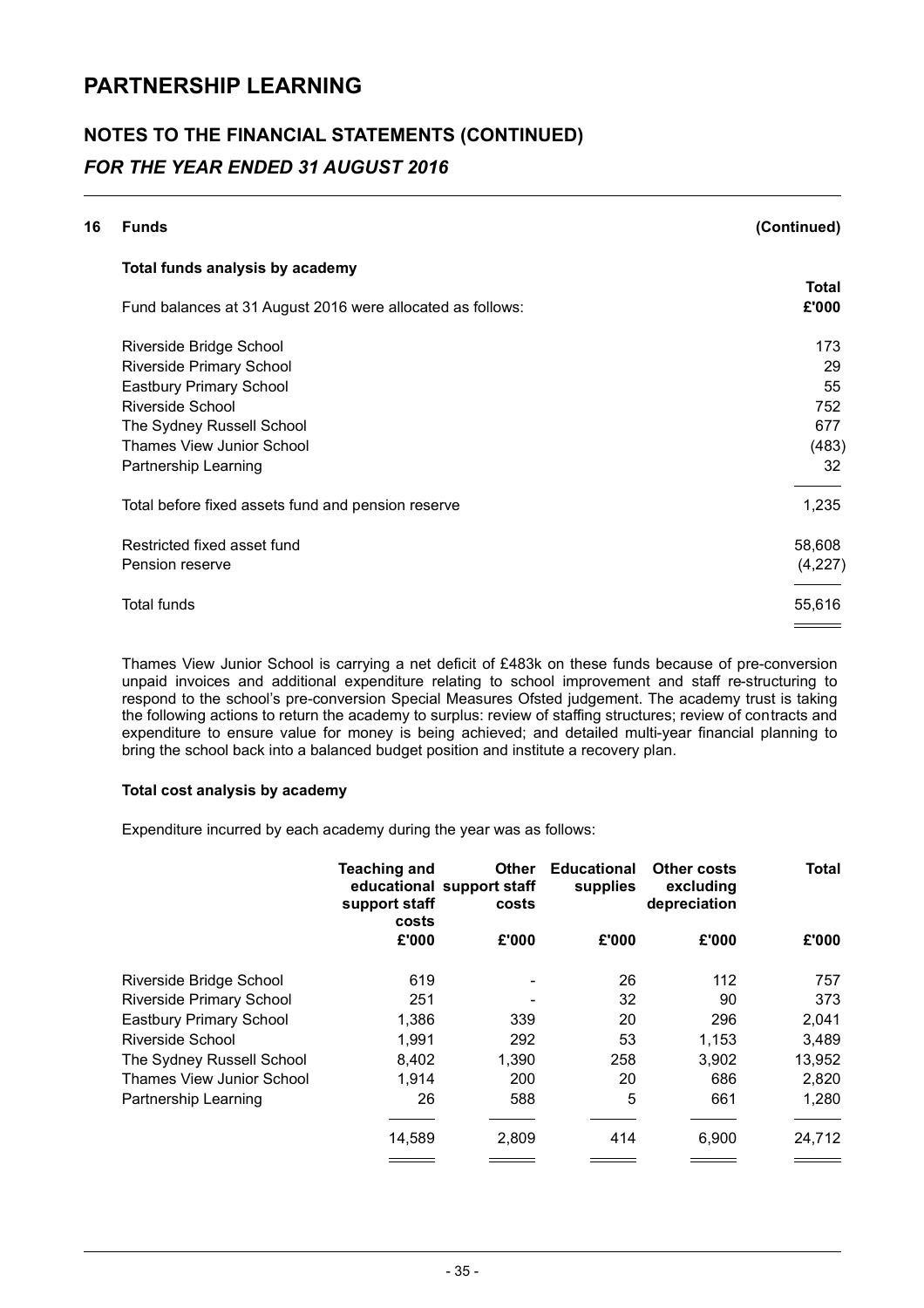# PARTNERSHIP LEARNING

## NOTES TO THE FINANCIAL STATEMENTS (CONTINUED)

### *FOR THE YEAR ENDED 31 AUGUST 2016*

**16 Funds (Continued)**

**Total funds analysis by academy**

| Fund balances at 31 August 2016 were allocated as follows: | Total £'000 |
|---|---|
| Riverside Bridge School | 173 |
| Riverside Primary School | 29 |
| Eastbury Primary School | 55 |
| Riverside School | 752 |
| The Sydney Russell School | 677 |
| Thames View Junior School | (483) |
| Partnership Learning | 32 |
| Total before fixed assets fund and pension reserve | 1,235 |
| Restricted fixed asset fund | 58,608 |
| Pension reserve | (4,227) |
| Total funds | 55,616 |

Thames View Junior School is carrying a net deficit of £483k on these funds because of pre-conversion unpaid invoices and additional expenditure relating to school improvement and staff re-structuring to respond to the school's pre-conversion Special Measures Ofsted judgement. The academy trust is taking the following actions to return the academy to surplus: review of staffing structures; review of contracts and expenditure to ensure value for money is being achieved; and detailed multi-year financial planning to bring the school back into a balanced budget position and institute a recovery plan.

**Total cost analysis by academy**

Expenditure incurred by each academy during the year was as follows:

| | Teaching and educational support staff costs £'000 | Other support staff costs £'000 | Educational supplies £'000 | Other costs excluding depreciation £'000 | Total £'000 |
|---|---|---|---|---|---|
| Riverside Bridge School | 619 | - | 26 | 112 | 757 |
| Riverside Primary School | 251 | - | 32 | 90 | 373 |
| Eastbury Primary School | 1,386 | 339 | 20 | 296 | 2,041 |
| Riverside School | 1,991 | 292 | 53 | 1,153 | 3,489 |
| The Sydney Russell School | 8,402 | 1,390 | 258 | 3,902 | 13,952 |
| Thames View Junior School | 1,914 | 200 | 20 | 686 | 2,820 |
| Partnership Learning | 26 | 588 | 5 | 661 | 1,280 |
| | 14,589 | 2,809 | 414 | 6,900 | 24,712 |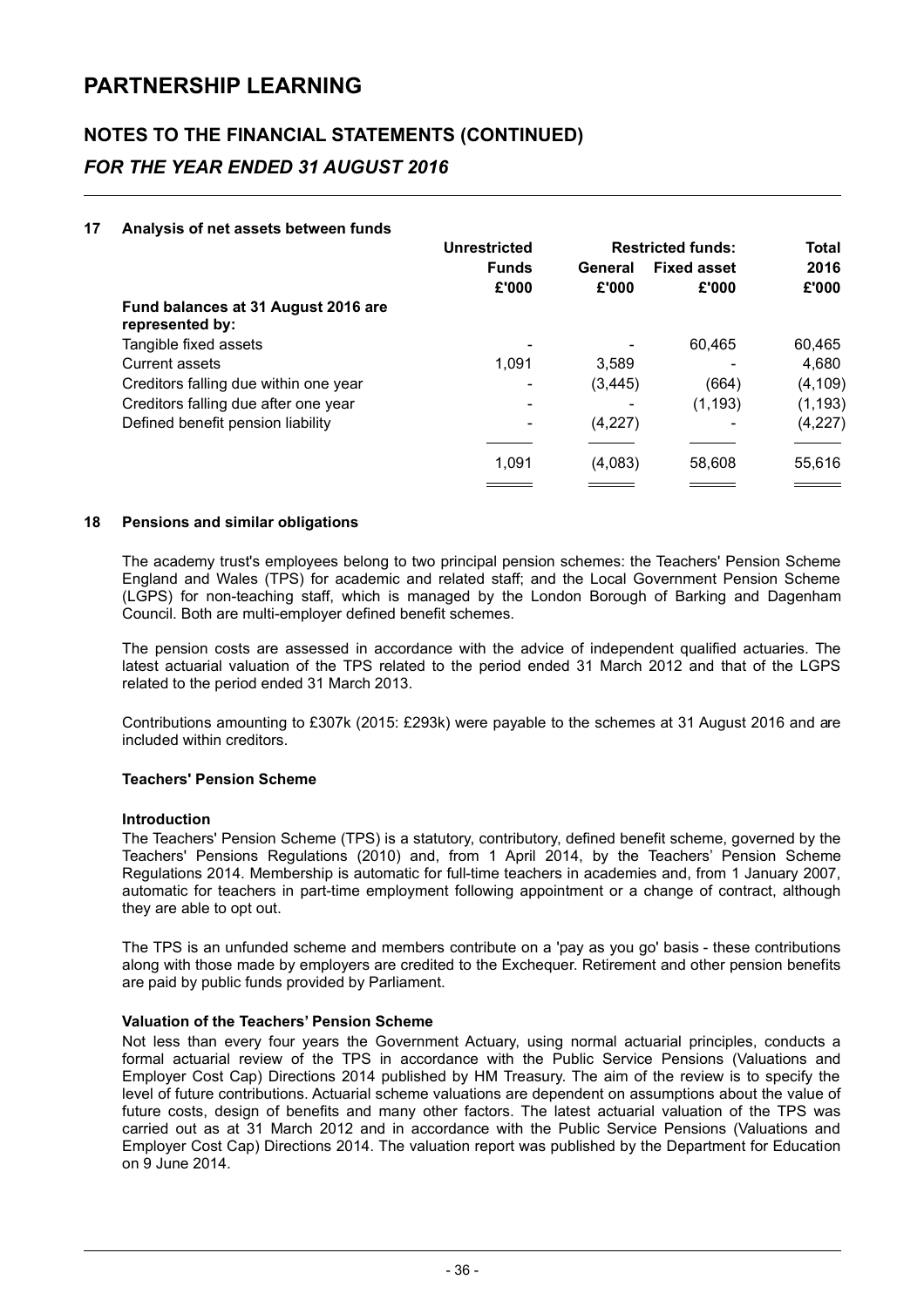# PARTNERSHIP LEARNING

## NOTES TO THE FINANCIAL STATEMENTS (CONTINUED)

### *FOR THE YEAR ENDED 31 AUGUST 2016*

**17 Analysis of net assets between funds**

| | Unrestricted Funds | Restricted funds: General | Restricted funds: Fixed asset | Total 2016 |
|---|---|---|---|---|
| | £'000 | £'000 | £'000 | £'000 |
| **Fund balances at 31 August 2016 are represented by:** | | | | |
| Tangible fixed assets | - | - | 60,465 | 60,465 |
| Current assets | 1,091 | 3,589 | - | 4,680 |
| Creditors falling due within one year | - | (3,445) | (664) | (4,109) |
| Creditors falling due after one year | - | - | (1,193) | (1,193) |
| Defined benefit pension liability | - | (4,227) | - | (4,227) |
| | 1,091 | (4,083) | 58,608 | 55,616 |

**18 Pensions and similar obligations**

The academy trust's employees belong to two principal pension schemes: the Teachers' Pension Scheme England and Wales (TPS) for academic and related staff; and the Local Government Pension Scheme (LGPS) for non-teaching staff, which is managed by the London Borough of Barking and Dagenham Council. Both are multi-employer defined benefit schemes.

The pension costs are assessed in accordance with the advice of independent qualified actuaries. The latest actuarial valuation of the TPS related to the period ended 31 March 2012 and that of the LGPS related to the period ended 31 March 2013.

Contributions amounting to £307k (2015: £293k) were payable to the schemes at 31 August 2016 and are included within creditors.

**Teachers' Pension Scheme**

**Introduction**

The Teachers' Pension Scheme (TPS) is a statutory, contributory, defined benefit scheme, governed by the Teachers' Pensions Regulations (2010) and, from 1 April 2014, by the Teachers' Pension Scheme Regulations 2014. Membership is automatic for full-time teachers in academies and, from 1 January 2007, automatic for teachers in part-time employment following appointment or a change of contract, although they are able to opt out.

The TPS is an unfunded scheme and members contribute on a 'pay as you go' basis - these contributions along with those made by employers are credited to the Exchequer. Retirement and other pension benefits are paid by public funds provided by Parliament.

**Valuation of the Teachers' Pension Scheme**

Not less than every four years the Government Actuary, using normal actuarial principles, conducts a formal actuarial review of the TPS in accordance with the Public Service Pensions (Valuations and Employer Cost Cap) Directions 2014 published by HM Treasury. The aim of the review is to specify the level of future contributions. Actuarial scheme valuations are dependent on assumptions about the value of future costs, design of benefits and many other factors. The latest actuarial valuation of the TPS was carried out as at 31 March 2012 and in accordance with the Public Service Pensions (Valuations and Employer Cost Cap) Directions 2014. The valuation report was published by the Department for Education on 9 June 2014.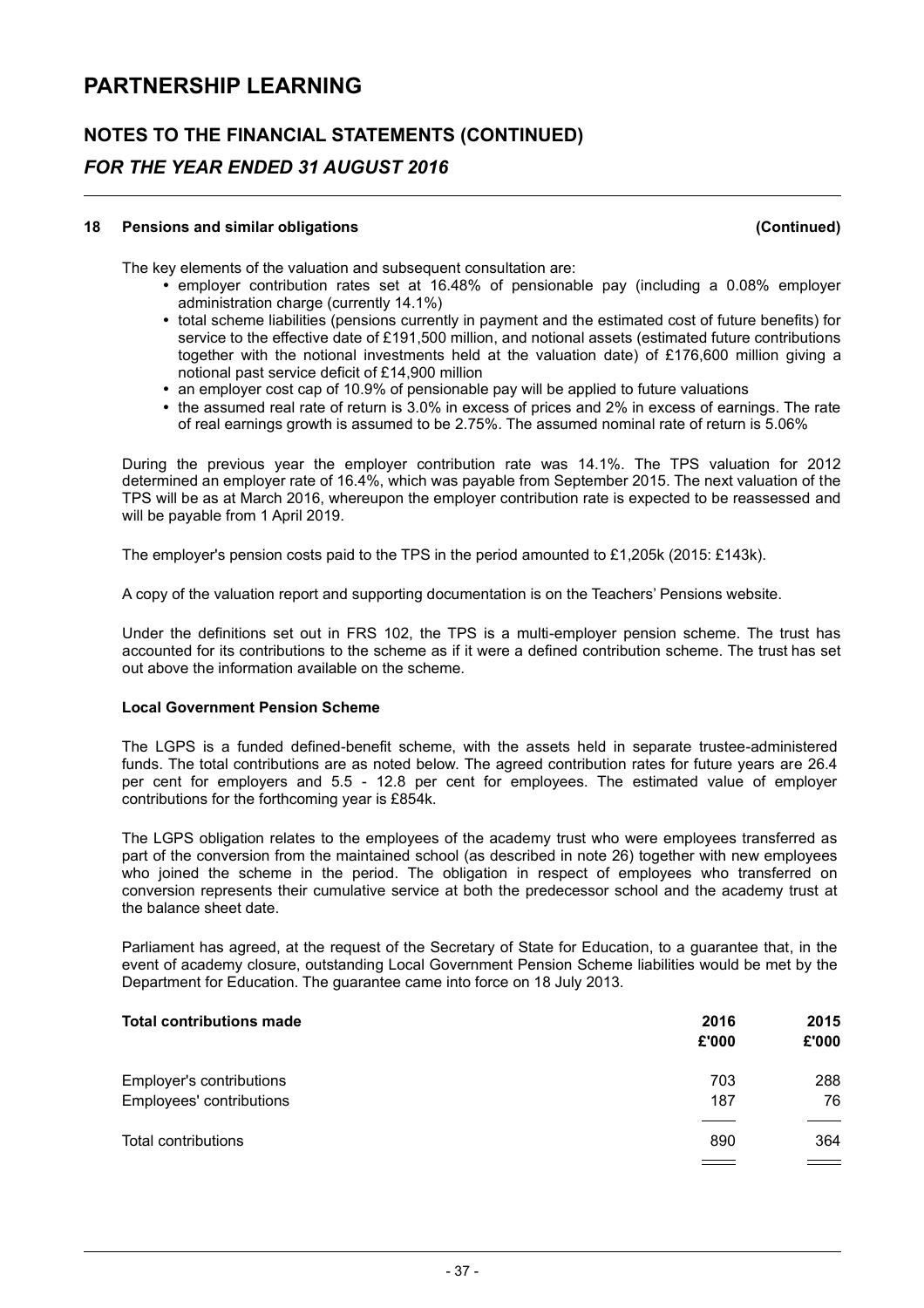## 18 Pensions and similar obligations (Continued)

The key elements of the valuation and subsequent consultation are:

- employer contribution rates set at 16.48% of pensionable pay (including a 0.08% employer administration charge (currently 14.1%)
- total scheme liabilities (pensions currently in payment and the estimated cost of future benefits) for service to the effective date of £191,500 million, and notional assets (estimated future contributions together with the notional investments held at the valuation date) of £176,600 million giving a notional past service deficit of £14,900 million
- an employer cost cap of 10.9% of pensionable pay will be applied to future valuations
- the assumed real rate of return is 3.0% in excess of prices and 2% in excess of earnings. The rate of real earnings growth is assumed to be 2.75%. The assumed nominal rate of return is 5.06%

During the previous year the employer contribution rate was 14.1%. The TPS valuation for 2012 determined an employer rate of 16.4%, which was payable from September 2015. The next valuation of the TPS will be as at March 2016, whereupon the employer contribution rate is expected to be reassessed and will be payable from 1 April 2019.

The employer's pension costs paid to the TPS in the period amounted to £1,205k (2015: £143k).

A copy of the valuation report and supporting documentation is on the Teachers' Pensions website.

Under the definitions set out in FRS 102, the TPS is a multi-employer pension scheme. The trust has accounted for its contributions to the scheme as if it were a defined contribution scheme. The trust has set out above the information available on the scheme.

### Local Government Pension Scheme

The LGPS is a funded defined-benefit scheme, with the assets held in separate trustee-administered funds. The total contributions are as noted below. The agreed contribution rates for future years are 26.4 per cent for employers and 5.5 - 12.8 per cent for employees. The estimated value of employer contributions for the forthcoming year is £854k.

The LGPS obligation relates to the employees of the academy trust who were employees transferred as part of the conversion from the maintained school (as described in note 26) together with new employees who joined the scheme in the period. The obligation in respect of employees who transferred on conversion represents their cumulative service at both the predecessor school and the academy trust at the balance sheet date.

Parliament has agreed, at the request of the Secretary of State for Education, to a guarantee that, in the event of academy closure, outstanding Local Government Pension Scheme liabilities would be met by the Department for Education. The guarantee came into force on 18 July 2013.

| **Total contributions made** | **2016 £'000** | **2015 £'000** |
|---|---|---|
| Employer's contributions | 703 | 288 |
| Employees' contributions | 187 | 76 |
| Total contributions | 890 | 364 |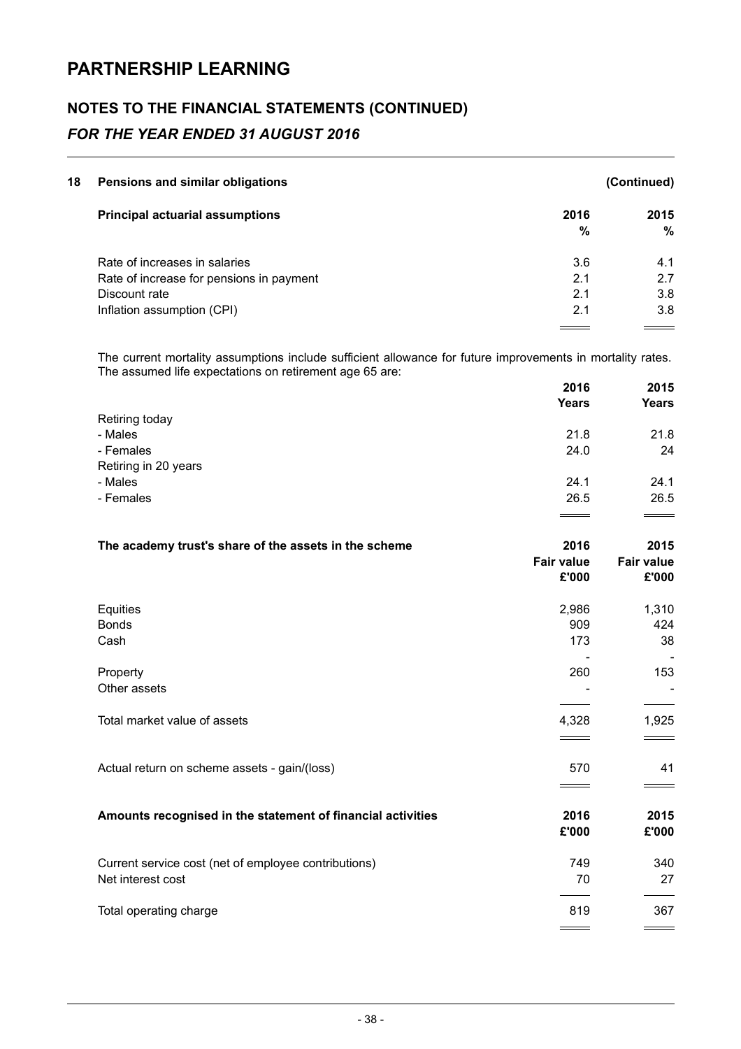# PARTNERSHIP LEARNING

## NOTES TO THE FINANCIAL STATEMENTS (CONTINUED)

### *FOR THE YEAR ENDED 31 AUGUST 2016*

**18 Pensions and similar obligations** **(Continued)**

| **Principal actuarial assumptions** | **2016 %** | **2015 %** |
|---|---|---|
| Rate of increases in salaries | 3.6 | 4.1 |
| Rate of increase for pensions in payment | 2.1 | 2.7 |
| Discount rate | 2.1 | 3.8 |
| Inflation assumption (CPI) | 2.1 | 3.8 |

The current mortality assumptions include sufficient allowance for future improvements in mortality rates. The assumed life expectations on retirement age 65 are:

| | **2016 Years** | **2015 Years** |
|---|---|---|
| Retiring today | | |
| - Males | 21.8 | 21.8 |
| - Females | 24.0 | 24 |
| Retiring in 20 years | | |
| - Males | 24.1 | 24.1 |
| - Females | 26.5 | 26.5 |

| **The academy trust's share of the assets in the scheme** | **2016 Fair value £'000** | **2015 Fair value £'000** |
|---|---|---|
| Equities | 2,986 | 1,310 |
| Bonds | 909 | 424 |
| Cash | 173 | 38 |
| | - | - |
| Property | 260 | 153 |
| Other assets | - | - |
| Total market value of assets | 4,328 | 1,925 |
| | | |
| Actual return on scheme assets - gain/(loss) | 570 | 41 |

| **Amounts recognised in the statement of financial activities** | **2016 £'000** | **2015 £'000** |
|---|---|---|
| Current service cost (net of employee contributions) | 749 | 340 |
| Net interest cost | 70 | 27 |
| Total operating charge | 819 | 367 |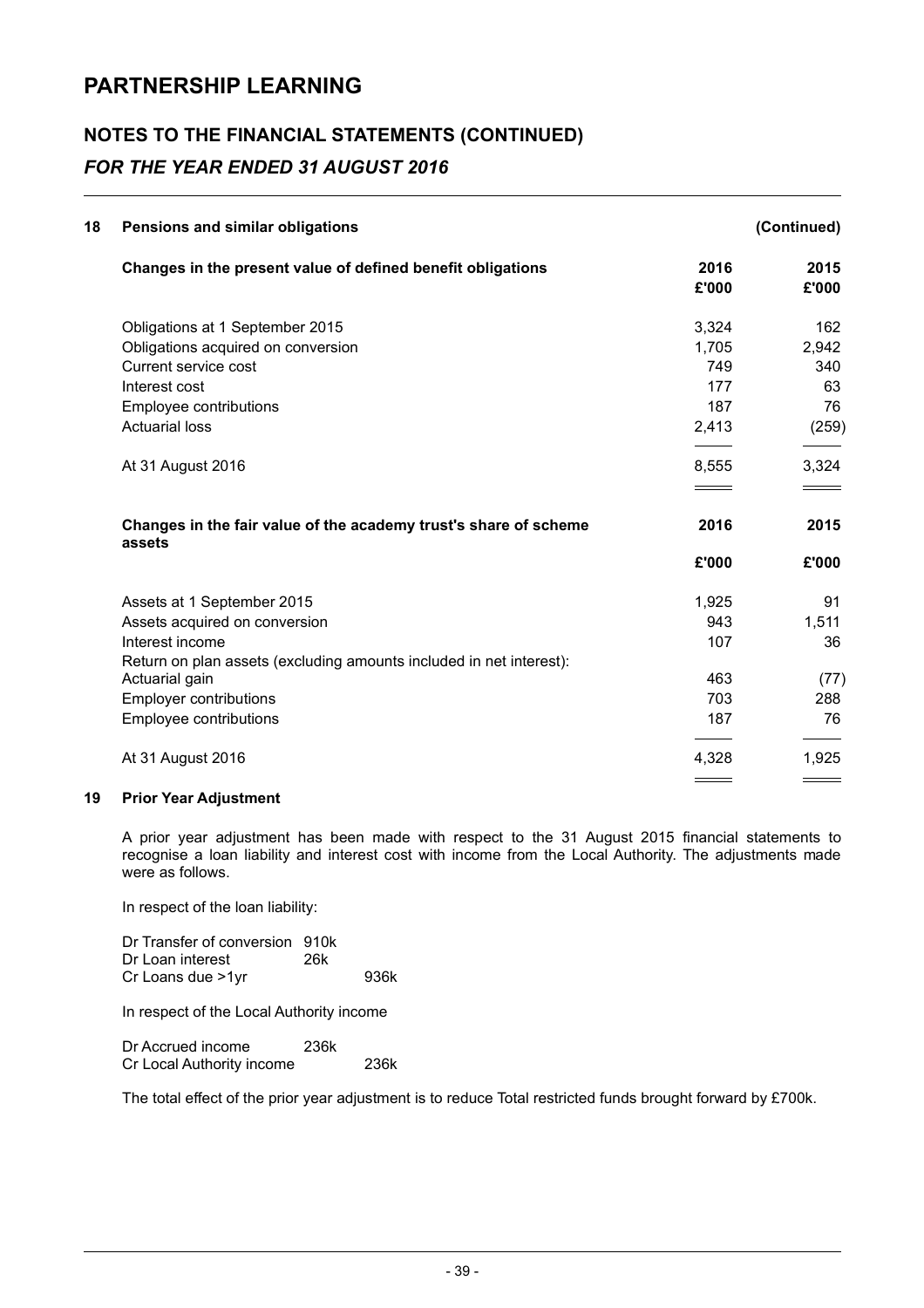# PARTNERSHIP LEARNING

## NOTES TO THE FINANCIAL STATEMENTS (CONTINUED)

### *FOR THE YEAR ENDED 31 AUGUST 2016*

**18 Pensions and similar obligations (Continued)**

| **Changes in the present value of defined benefit obligations** | **2016 £'000** | **2015 £'000** |
|---|---|---|
| Obligations at 1 September 2015 | 3,324 | 162 |
| Obligations acquired on conversion | 1,705 | 2,942 |
| Current service cost | 749 | 340 |
| Interest cost | 177 | 63 |
| Employee contributions | 187 | 76 |
| Actuarial loss | 2,413 | (259) |
| At 31 August 2016 | 8,555 | 3,324 |

| **Changes in the fair value of the academy trust's share of scheme assets** | **2016** | **2015** |
|---|---|---|
| | **£'000** | **£'000** |
| Assets at 1 September 2015 | 1,925 | 91 |
| Assets acquired on conversion | 943 | 1,511 |
| Interest income | 107 | 36 |
| Return on plan assets (excluding amounts included in net interest): | | |
| Actuarial gain | 463 | (77) |
| Employer contributions | 703 | 288 |
| Employee contributions | 187 | 76 |
| At 31 August 2016 | 4,328 | 1,925 |

**19 Prior Year Adjustment**

A prior year adjustment has been made with respect to the 31 August 2015 financial statements to recognise a loan liability and interest cost with income from the Local Authority. The adjustments made were as follows.

In respect of the loan liability:

| | | |
|---|---|---|
| Dr Transfer of conversion | 910k | |
| Dr Loan interest | 26k | |
| Cr Loans due >1yr | | 936k |

In respect of the Local Authority income

| | | |
|---|---|---|
| Dr Accrued income | 236k | |
| Cr Local Authority income | | 236k |

The total effect of the prior year adjustment is to reduce Total restricted funds brought forward by £700k.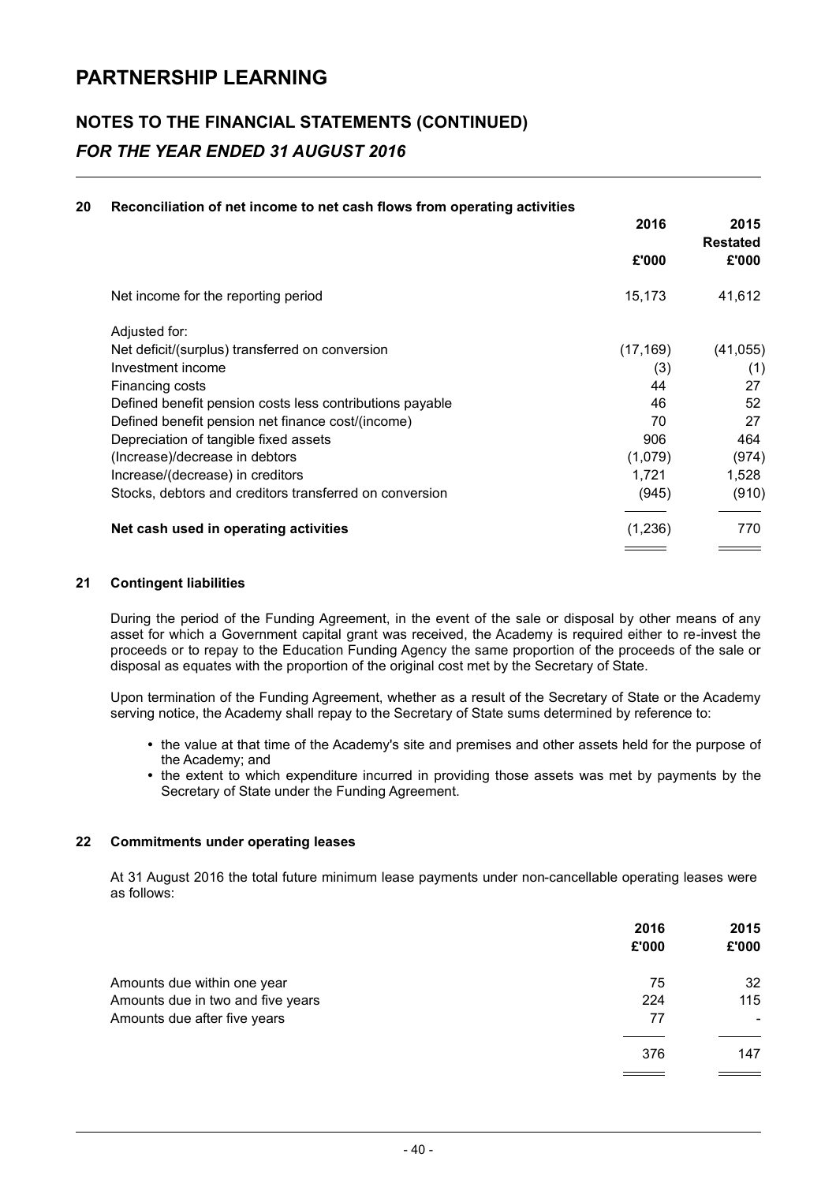# PARTNERSHIP LEARNING

## NOTES TO THE FINANCIAL STATEMENTS (CONTINUED)

### *FOR THE YEAR ENDED 31 AUGUST 2016*

**20 Reconciliation of net income to net cash flows from operating activities**

| | 2016 | 2015 Restated |
|---|---|---|
| | £'000 | £'000 |
| Net income for the reporting period | 15,173 | 41,612 |
| Adjusted for: | | |
| Net deficit/(surplus) transferred on conversion | (17,169) | (41,055) |
| Investment income | (3) | (1) |
| Financing costs | 44 | 27 |
| Defined benefit pension costs less contributions payable | 46 | 52 |
| Defined benefit pension net finance cost/(income) | 70 | 27 |
| Depreciation of tangible fixed assets | 906 | 464 |
| (Increase)/decrease in debtors | (1,079) | (974) |
| Increase/(decrease) in creditors | 1,721 | 1,528 |
| Stocks, debtors and creditors transferred on conversion | (945) | (910) |
| **Net cash used in operating activities** | (1,236) | 770 |

**21 Contingent liabilities**

During the period of the Funding Agreement, in the event of the sale or disposal by other means of any asset for which a Government capital grant was received, the Academy is required either to re-invest the proceeds or to repay to the Education Funding Agency the same proportion of the proceeds of the sale or disposal as equates with the proportion of the original cost met by the Secretary of State.

Upon termination of the Funding Agreement, whether as a result of the Secretary of State or the Academy serving notice, the Academy shall repay to the Secretary of State sums determined by reference to:

- the value at that time of the Academy's site and premises and other assets held for the purpose of the Academy; and
- the extent to which expenditure incurred in providing those assets was met by payments by the Secretary of State under the Funding Agreement.

**22 Commitments under operating leases**

At 31 August 2016 the total future minimum lease payments under non-cancellable operating leases were as follows:

| | 2016 | 2015 |
|---|---|---|
| | £'000 | £'000 |
| Amounts due within one year | 75 | 32 |
| Amounts due in two and five years | 224 | 115 |
| Amounts due after five years | 77 | - |
| | 376 | 147 |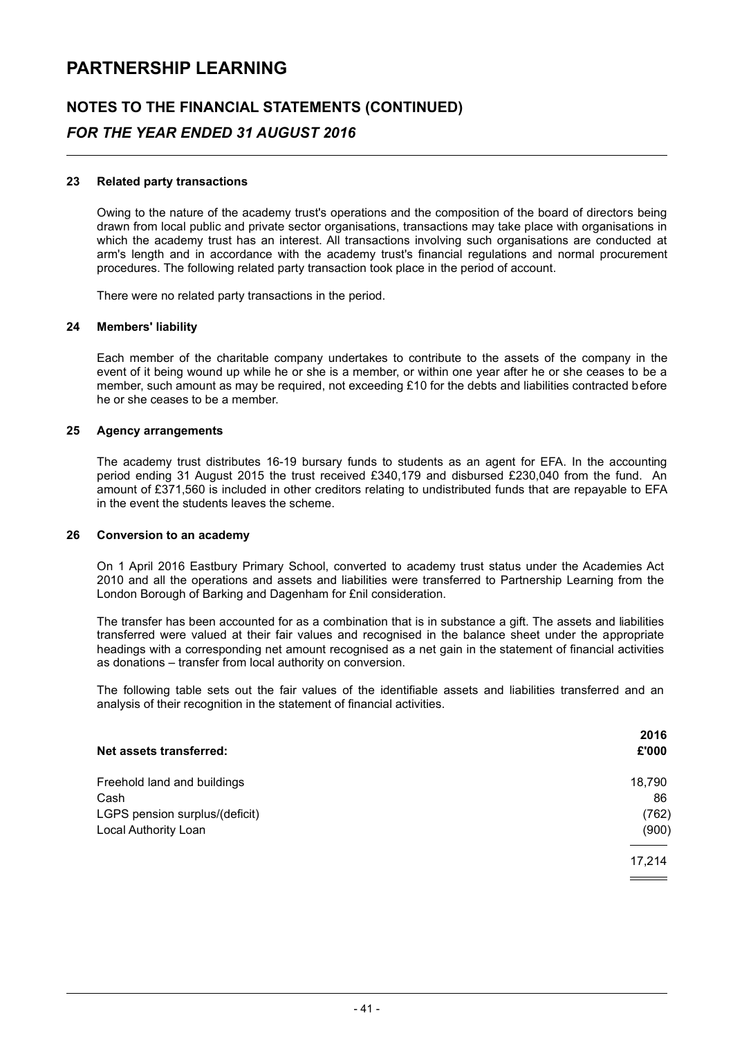# PARTNERSHIP LEARNING

## NOTES TO THE FINANCIAL STATEMENTS (CONTINUED)

### *FOR THE YEAR ENDED 31 AUGUST 2016*

**23 Related party transactions**

Owing to the nature of the academy trust's operations and the composition of the board of directors being drawn from local public and private sector organisations, transactions may take place with organisations in which the academy trust has an interest. All transactions involving such organisations are conducted at arm's length and in accordance with the academy trust's financial regulations and normal procurement procedures. The following related party transaction took place in the period of account.

There were no related party transactions in the period.

**24 Members' liability**

Each member of the charitable company undertakes to contribute to the assets of the company in the event of it being wound up while he or she is a member, or within one year after he or she ceases to be a member, such amount as may be required, not exceeding £10 for the debts and liabilities contracted before he or she ceases to be a member.

**25 Agency arrangements**

The academy trust distributes 16-19 bursary funds to students as an agent for EFA. In the accounting period ending 31 August 2015 the trust received £340,179 and disbursed £230,040 from the fund. An amount of £371,560 is included in other creditors relating to undistributed funds that are repayable to EFA in the event the students leaves the scheme.

**26 Conversion to an academy**

On 1 April 2016 Eastbury Primary School, converted to academy trust status under the Academies Act 2010 and all the operations and assets and liabilities were transferred to Partnership Learning from the London Borough of Barking and Dagenham for £nil consideration.

The transfer has been accounted for as a combination that is in substance a gift. The assets and liabilities transferred were valued at their fair values and recognised in the balance sheet under the appropriate headings with a corresponding net amount recognised as a net gain in the statement of financial activities as donations – transfer from local authority on conversion.

The following table sets out the fair values of the identifiable assets and liabilities transferred and an analysis of their recognition in the statement of financial activities.

| Net assets transferred: | 2016 £'000 |
|---|---|
| Freehold land and buildings | 18,790 |
| Cash | 86 |
| LGPS pension surplus/(deficit) | (762) |
| Local Authority Loan | (900) |
| | 17,214 |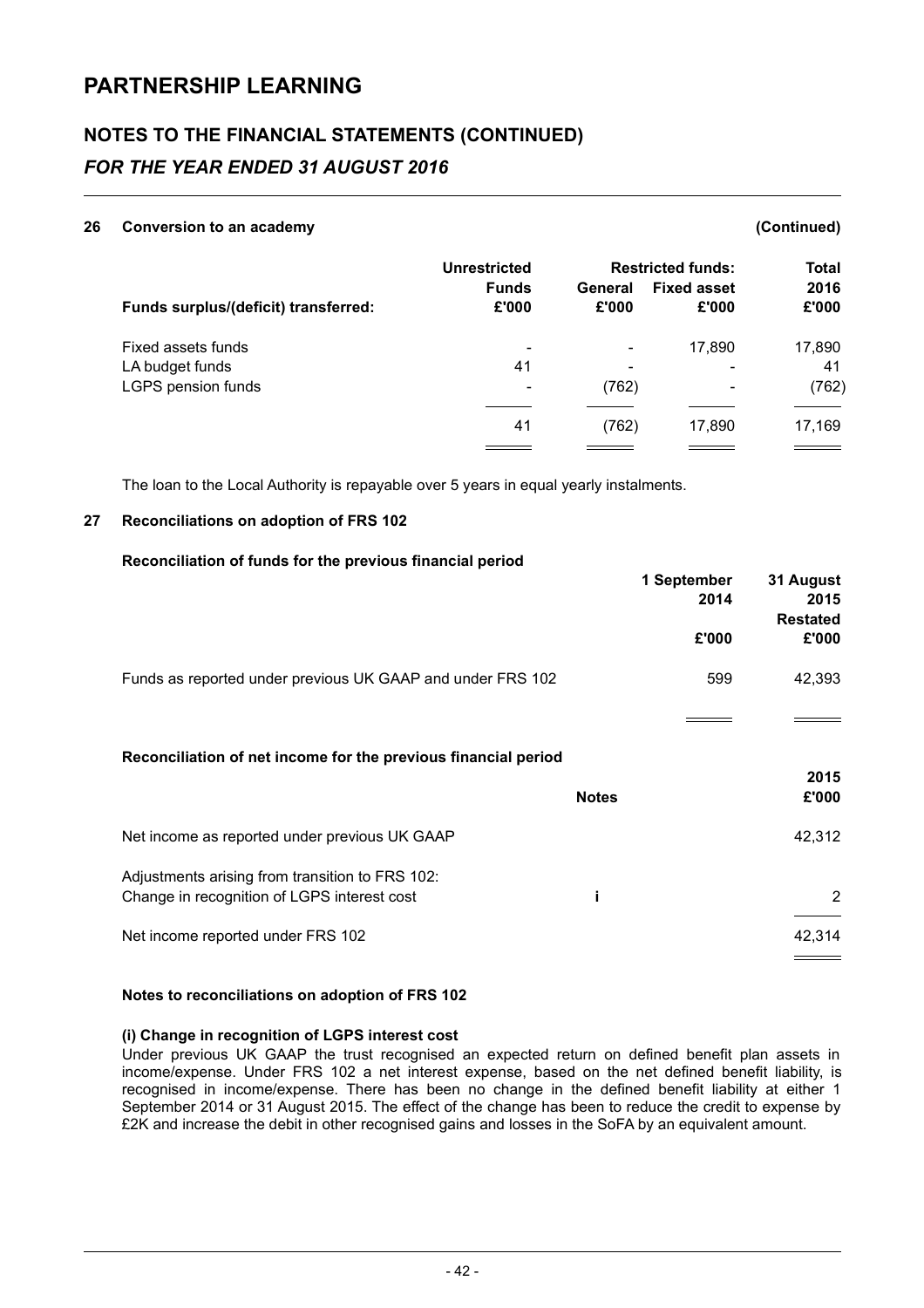# PARTNERSHIP LEARNING

## NOTES TO THE FINANCIAL STATEMENTS (CONTINUED)

### *FOR THE YEAR ENDED 31 AUGUST 2016*

**26 Conversion to an academy (Continued)**

| Funds surplus/(deficit) transferred: | Unrestricted Funds £'000 | Restricted funds: General £'000 | Fixed asset £'000 | Total 2016 £'000 |
|---|---|---|---|---|
| Fixed assets funds | - | - | 17,890 | 17,890 |
| LA budget funds | 41 | - | - | 41 |
| LGPS pension funds | - | (762) | - | (762) |
| | 41 | (762) | 17,890 | 17,169 |

The loan to the Local Authority is repayable over 5 years in equal yearly instalments.

**27 Reconciliations on adoption of FRS 102**

**Reconciliation of funds for the previous financial period**

| | 1 September 2014 £'000 | 31 August 2015 Restated £'000 |
|---|---|---|
| Funds as reported under previous UK GAAP and under FRS 102 | 599 | 42,393 |

**Reconciliation of net income for the previous financial period**

| | Notes | 2015 £'000 |
|---|---|---|
| Net income as reported under previous UK GAAP | | 42,312 |
| Adjustments arising from transition to FRS 102: | | |
| Change in recognition of LGPS interest cost | i | 2 |
| Net income reported under FRS 102 | | 42,314 |

**Notes to reconciliations on adoption of FRS 102**

**(i) Change in recognition of LGPS interest cost**

Under previous UK GAAP the trust recognised an expected return on defined benefit plan assets in income/expense. Under FRS 102 a net interest expense, based on the net defined benefit liability, is recognised in income/expense. There has been no change in the defined benefit liability at either 1 September 2014 or 31 August 2015. The effect of the change has been to reduce the credit to expense by £2K and increase the debit in other recognised gains and losses in the SoFA by an equivalent amount.